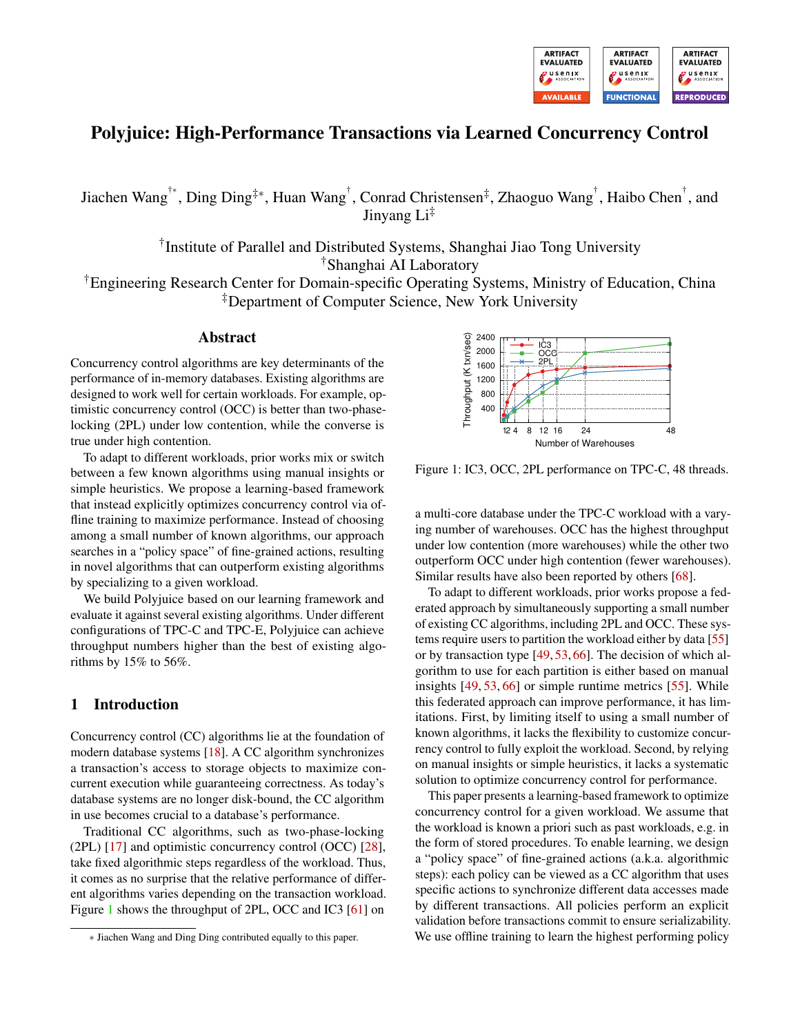# Polyjuice: High-Performance Transactions via Learned Concurrency Control

Jiachen Wang[†*], Ding Ding[‡*], Huan Wang[†], Conrad Christensen[‡], Zhaoguo Wang[†], Haibo Chen[†], and Jinyang Li[‡]

[†]Institute of Parallel and Distributed Systems, Shanghai Jiao Tong University
[†]Shanghai AI Laboratory
[†]Engineering Research Center for Domain-specific Operating Systems, Ministry of Education, China
[‡]Department of Computer Science, New York University

## Abstract

Concurrency control algorithms are key determinants of the performance of in-memory databases. Existing algorithms are designed to work well for certain workloads. For example, optimistic concurrency control (OCC) is better than two-phase-locking (2PL) under low contention, while the converse is true under high contention.

To adapt to different workloads, prior works mix or switch between a few known algorithms using manual insights or simple heuristics. We propose a learning-based framework that instead explicitly optimizes concurrency control via offline training to maximize performance. Instead of choosing among a small number of known algorithms, our approach searches in a "policy space" of fine-grained actions, resulting in novel algorithms that can outperform existing algorithms by specializing to a given workload.

We build Polyjuice based on our learning framework and evaluate it against several existing algorithms. Under different configurations of TPC-C and TPC-E, Polyjuice can achieve throughput numbers higher than the best of existing algorithms by 15% to 56%.

## 1 Introduction

Concurrency control (CC) algorithms lie at the foundation of modern database systems [18]. A CC algorithm synchronizes a transaction's access to storage objects to maximize concurrent execution while guaranteeing correctness. As today's database systems are no longer disk-bound, the CC algorithm in use becomes crucial to a database's performance.

Traditional CC algorithms, such as two-phase-locking (2PL) [17] and optimistic concurrency control (OCC) [28], take fixed algorithmic steps regardless of the workload. Thus, it comes as no surprise that the relative performance of different algorithms varies depending on the transaction workload. Figure 1 shows the throughput of 2PL, OCC and IC3 [61] on a multi-core database under the TPC-C workload with a varying number of warehouses. OCC has the highest throughput under low contention (more warehouses) while the other two outperform OCC under high contention (fewer warehouses). Similar results have also been reported by others [68].

Figure 1: IC3, OCC, 2PL performance on TPC-C, 48 threads.

To adapt to different workloads, prior works propose a federated approach by simultaneously supporting a small number of existing CC algorithms, including 2PL and OCC. These systems require users to partition the workload either by data [55] or by transaction type [49, 53, 66]. The decision of which algorithm to use for each partition is either based on manual insights [49, 53, 66] or simple runtime metrics [55]. While this federated approach can improve performance, it has limitations. First, by limiting itself to using a small number of known algorithms, it lacks the flexibility to customize concurrency control to fully exploit the workload. Second, by relying on manual insights or simple heuristics, it lacks a systematic solution to optimize concurrency control for performance.

This paper presents a learning-based framework to optimize concurrency control for a given workload. We assume that the workload is known a priori such as past workloads, e.g. in the form of stored procedures. To enable learning, we design a "policy space" of fine-grained actions (a.k.a. algorithmic steps): each policy can be viewed as a CC algorithm that uses specific actions to synchronize different data accesses made by different transactions. All policies perform an explicit validation before transactions commit to ensure serializability. We use offline training to learn the highest performing policy

* Jiachen Wang and Ding Ding contributed equally to this paper.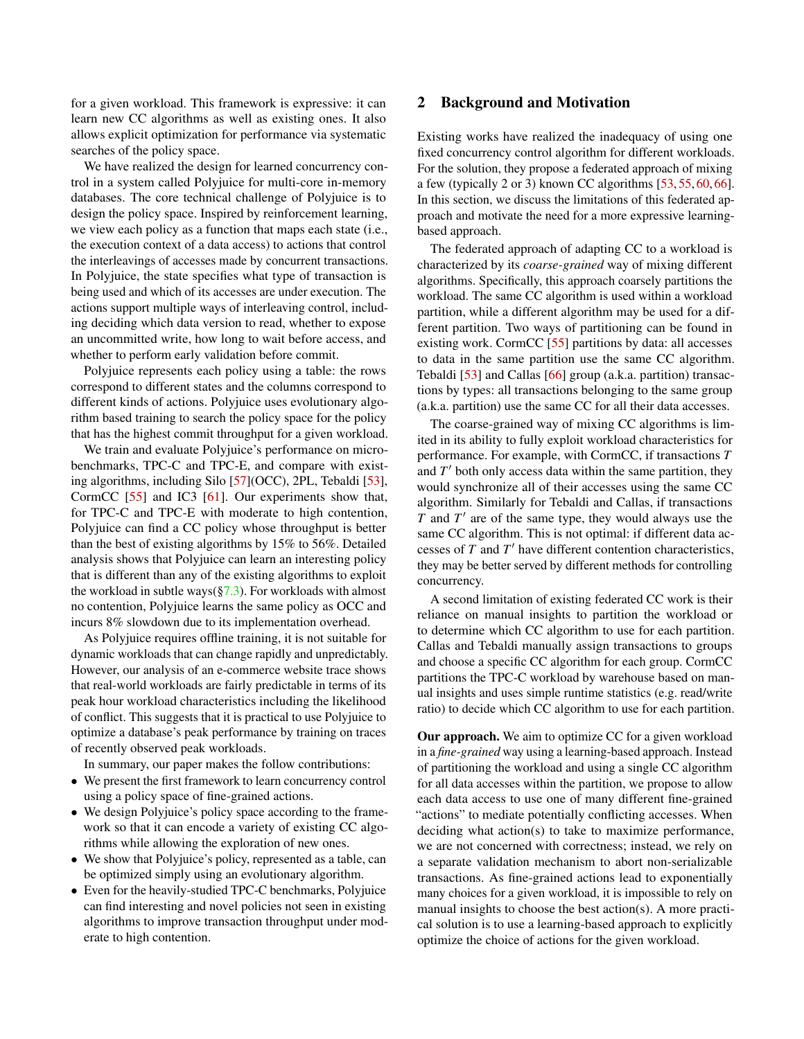for a given workload. This framework is expressive: it can learn new CC algorithms as well as existing ones. It also allows explicit optimization for performance via systematic searches of the policy space.

We have realized the design for learned concurrency control in a system called Polyjuice for multi-core in-memory databases. The core technical challenge of Polyjuice is to design the policy space. Inspired by reinforcement learning, we view each policy as a function that maps each state (i.e., the execution context of a data access) to actions that control the interleavings of accesses made by concurrent transactions. In Polyjuice, the state specifies what type of transaction is being used and which of its accesses are under execution. The actions support multiple ways of interleaving control, including deciding which data version to read, whether to expose an uncommitted write, how long to wait before access, and whether to perform early validation before commit.

Polyjuice represents each policy using a table: the rows correspond to different states and the columns correspond to different kinds of actions. Polyjuice uses evolutionary algorithm based training to search the policy space for the policy that has the highest commit throughput for a given workload.

We train and evaluate Polyjuice's performance on micro-benchmarks, TPC-C and TPC-E, and compare with existing algorithms, including Silo [57](OCC), 2PL, Tebaldi [53], CormCC [55] and IC3 [61]. Our experiments show that, for TPC-C and TPC-E with moderate to high contention, Polyjuice can find a CC policy whose throughput is better than the best of existing algorithms by 15% to 56%. Detailed analysis shows that Polyjuice can learn an interesting policy that is different than any of the existing algorithms to exploit the workload in subtle ways(§7.3). For workloads with almost no contention, Polyjuice learns the same policy as OCC and incurs 8% slowdown due to its implementation overhead.

As Polyjuice requires offline training, it is not suitable for dynamic workloads that can change rapidly and unpredictably. However, our analysis of an e-commerce website trace shows that real-world workloads are fairly predictable in terms of its peak hour workload characteristics including the likelihood of conflict. This suggests that it is practical to use Polyjuice to optimize a database's peak performance by training on traces of recently observed peak workloads.

In summary, our paper makes the follow contributions:

- We present the first framework to learn concurrency control using a policy space of fine-grained actions.
- We design Polyjuice's policy space according to the framework so that it can encode a variety of existing CC algorithms while allowing the exploration of new ones.
- We show that Polyjuice's policy, represented as a table, can be optimized simply using an evolutionary algorithm.
- Even for the heavily-studied TPC-C benchmarks, Polyjuice can find interesting and novel policies not seen in existing algorithms to improve transaction throughput under moderate to high contention.

## 2 Background and Motivation

Existing works have realized the inadequacy of using one fixed concurrency control algorithm for different workloads. For the solution, they propose a federated approach of mixing a few (typically 2 or 3) known CC algorithms [53, 55, 60, 66]. In this section, we discuss the limitations of this federated approach and motivate the need for a more expressive learning-based approach.

The federated approach of adapting CC to a workload is characterized by its *coarse-grained* way of mixing different algorithms. Specifically, this approach coarsely partitions the workload. The same CC algorithm is used within a workload partition, while a different algorithm may be used for a different partition. Two ways of partitioning can be found in existing work. CormCC [55] partitions by data: all accesses to data in the same partition use the same CC algorithm. Tebaldi [53] and Callas [66] group (a.k.a. partition) transactions by types: all transactions belonging to the same group (a.k.a. partition) use the same CC for all their data accesses.

The coarse-grained way of mixing CC algorithms is limited in its ability to fully exploit workload characteristics for performance. For example, with CormCC, if transactions $T$ and $T'$ both only access data within the same partition, they would synchronize all of their accesses using the same CC algorithm. Similarly for Tebaldi and Callas, if transactions $T$ and $T'$ are of the same type, they would always use the same CC algorithm. This is not optimal: if different data accesses of $T$ and $T'$ have different contention characteristics, they may be better served by different methods for controlling concurrency.

A second limitation of existing federated CC work is their reliance on manual insights to partition the workload or to determine which CC algorithm to use for each partition. Callas and Tebaldi manually assign transactions to groups and choose a specific CC algorithm for each group. CormCC partitions the TPC-C workload by warehouse based on manual insights and uses simple runtime statistics (e.g. read/write ratio) to decide which CC algorithm to use for each partition.

**Our approach.** We aim to optimize CC for a given workload in a *fine-grained* way using a learning-based approach. Instead of partitioning the workload and using a single CC algorithm for all data accesses within the partition, we propose to allow each data access to use one of many different fine-grained "actions" to mediate potentially conflicting accesses. When deciding what action(s) to take to maximize performance, we are not concerned with correctness; instead, we rely on a separate validation mechanism to abort non-serializable transactions. As fine-grained actions lead to exponentially many choices for a given workload, it is impossible to rely on manual insights to choose the best action(s). A more practical solution is to use a learning-based approach to explicitly optimize the choice of actions for the given workload.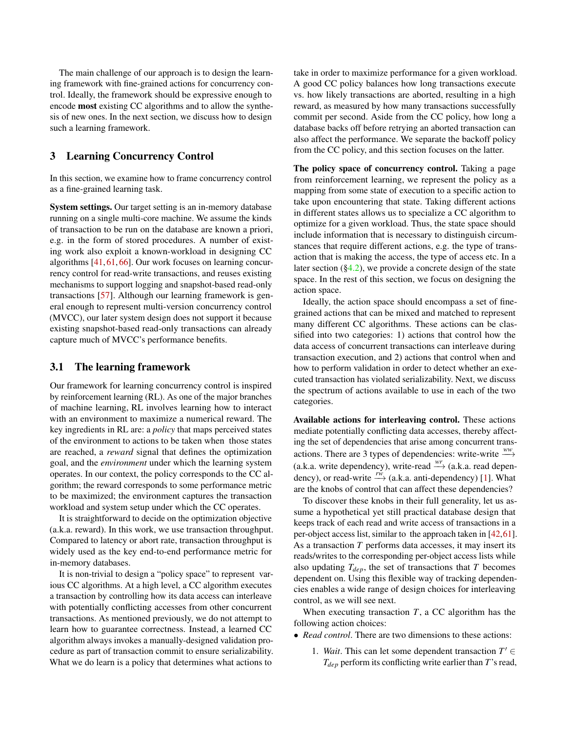The main challenge of our approach is to design the learning framework with fine-grained actions for concurrency control. Ideally, the framework should be expressive enough to encode **most** existing CC algorithms and to allow the synthesis of new ones. In the next section, we discuss how to design such a learning framework.

## 3 Learning Concurrency Control

In this section, we examine how to frame concurrency control as a fine-grained learning task.

**System settings.** Our target setting is an in-memory database running on a single multi-core machine. We assume the kinds of transaction to be run on the database are known a priori, e.g. in the form of stored procedures. A number of existing work also exploit a known-workload in designing CC algorithms [41, 61, 66]. Our work focuses on learning concurrency control for read-write transactions, and reuses existing mechanisms to support logging and snapshot-based read-only transactions [57]. Although our learning framework is general enough to represent multi-version concurrency control (MVCC), our later system design does not support it because existing snapshot-based read-only transactions can already capture much of MVCC's performance benefits.

### 3.1 The learning framework

Our framework for learning concurrency control is inspired by reinforcement learning (RL). As one of the major branches of machine learning, RL involves learning how to interact with an environment to maximize a numerical reward. The key ingredients in RL are: a *policy* that maps perceived states of the environment to actions to be taken when those states are reached, a *reward* signal that defines the optimization goal, and the *environment* under which the learning system operates. In our context, the policy corresponds to the CC algorithm; the reward corresponds to some performance metric to be maximized; the environment captures the transaction workload and system setup under which the CC operates.

It is straightforward to decide on the optimization objective (a.k.a. reward). In this work, we use transaction throughput. Compared to latency or abort rate, transaction throughput is widely used as the key end-to-end performance metric for in-memory databases.

It is non-trivial to design a "policy space" to represent various CC algorithms. At a high level, a CC algorithm executes a transaction by controlling how its data access can interleave with potentially conflicting accesses from other concurrent transactions. As mentioned previously, we do not attempt to learn how to guarantee correctness. Instead, a learned CC algorithm always invokes a manually-designed validation procedure as part of transaction commit to ensure serializability. What we do learn is a policy that determines what actions to take in order to maximize performance for a given workload. A good CC policy balances how long transactions execute vs. how likely transactions are aborted, resulting in a high reward, as measured by how many transactions successfully commit per second. Aside from the CC policy, how long a database backs off before retrying an aborted transaction can also affect the performance. We separate the backoff policy from the CC policy, and this section focuses on the latter.

**The policy space of concurrency control.** Taking a page from reinforcement learning, we represent the policy as a mapping from some state of execution to a specific action to take upon encountering that state. Taking different actions in different states allows us to specialize a CC algorithm to optimize for a given workload. Thus, the state space should include information that is necessary to distinguish circumstances that require different actions, e.g. the type of transaction that is making the access, the type of access etc. In a later section (§4.2), we provide a concrete design of the state space. In the rest of this section, we focus on designing the action space.

Ideally, the action space should encompass a set of fine-grained actions that can be mixed and matched to represent many different CC algorithms. These actions can be classified into two categories: 1) actions that control how the data access of concurrent transactions can interleave during transaction execution, and 2) actions that control when and how to perform validation in order to detect whether an executed transaction has violated serializability. Next, we discuss the spectrum of actions available to use in each of the two categories.

**Available actions for interleaving control.** These actions mediate potentially conflicting data accesses, thereby affecting the set of dependencies that arise among concurrent transactions. There are 3 types of dependencies: write-write $\xrightarrow{ww}$ (a.k.a. write dependency), write-read $\xrightarrow{wr}$ (a.k.a. read dependency), or read-write $\xrightarrow{rw}$ (a.k.a. anti-dependency) [1]. What are the knobs of control that can affect these dependencies?

To discover these knobs in their full generality, let us assume a hypothetical yet still practical database design that keeps track of each read and write access of transactions in a per-object access list, similar to the approach taken in [42, 61]. As a transaction $T$ performs data accesses, it may insert its reads/writes to the corresponding per-object access lists while also updating $T_{dep}$, the set of transactions that $T$ becomes dependent on. Using this flexible way of tracking dependencies enables a wide range of design choices for interleaving control, as we will see next.

When executing transaction $T$, a CC algorithm has the following action choices:

- *Read control*. There are two dimensions to these actions:
    1. *Wait*. This can let some dependent transaction $T' \in T_{dep}$ perform its conflicting write earlier than $T$'s read,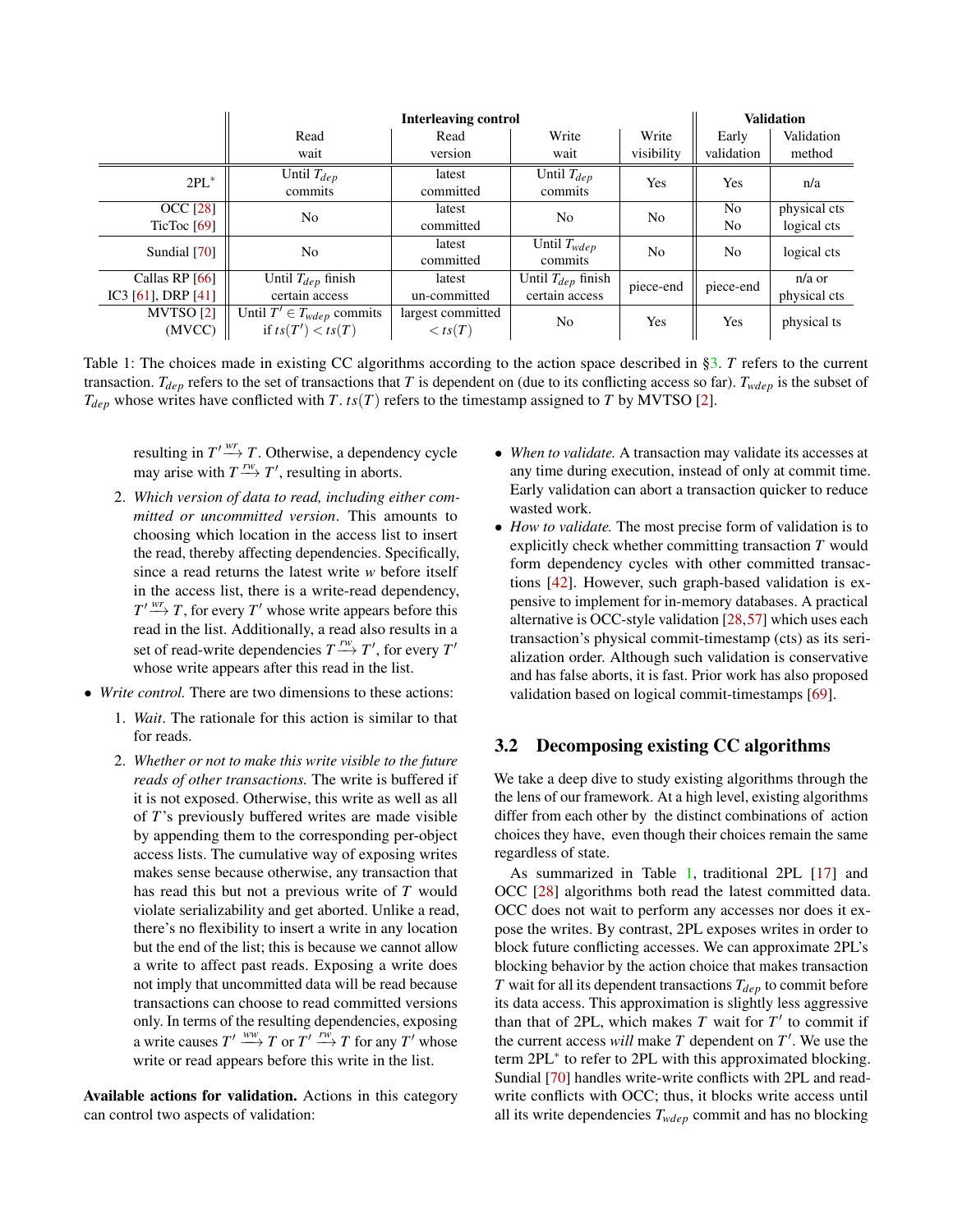| | Interleaving control | | | | Validation | |
|---|---|---|---|---|---|---|
| | Read wait | Read version | Write wait | Write visibility | Early validation | Validation method |
| 2PL* | Until $T_{dep}$ commits | latest committed | Until $T_{dep}$ commits | Yes | Yes | n/a |
| OCC [28] TicToc [69] | No | latest committed | No | No | No No | physical cts logical cts |
| Sundial [70] | No | latest committed | Until $T_{wdep}$ commits | No | No | logical cts |
| Callas RP [66] IC3 [61], DRP [41] | Until $T_{dep}$ finish certain access | latest un-committed | Until $T_{dep}$ finish certain access | piece-end | piece-end | n/a or physical cts |
| MVTSO [2] (MVCC) | Until $T' \in T_{wdep}$ commits if $ts(T') < ts(T)$ | largest committed $< ts(T)$ | No | Yes | Yes | physical ts |

Table 1: The choices made in existing CC algorithms according to the action space described in §3. $T$ refers to the current transaction. $T_{dep}$ refers to the set of transactions that $T$ is dependent on (due to its conflicting access so far). $T_{wdep}$ is the subset of $T_{dep}$ whose writes have conflicted with $T$. $ts(T)$ refers to the timestamp assigned to $T$ by MVTSO [2].

resulting in $T' \xrightarrow{wr} T$. Otherwise, a dependency cycle may arise with $T \xrightarrow{rw} T'$, resulting in aborts.

2. *Which version of data to read, including either committed or uncommitted version*. This amounts to choosing which location in the access list to insert the read, thereby affecting dependencies. Specifically, since a read returns the latest write $w$ before itself in the access list, there is a write-read dependency, $T' \xrightarrow{wr} T$, for every $T'$ whose write appears before this read in the list. Additionally, a read also results in a set of read-write dependencies $T \xrightarrow{rw} T'$, for every $T'$ whose write appears after this read in the list.

- *Write control.* There are two dimensions to these actions:
  1. *Wait*. The rationale for this action is similar to that for reads.
  2. *Whether or not to make this write visible to the future reads of other transactions.* The write is buffered if it is not exposed. Otherwise, this write as well as all of $T$'s previously buffered writes are made visible by appending them to the corresponding per-object access lists. The cumulative way of exposing writes makes sense because otherwise, any transaction that has read this but not a previous write of $T$ would violate serializability and get aborted. Unlike a read, there's no flexibility to insert a write in any location but the end of the list; this is because we cannot allow a write to affect past reads. Exposing a write does not imply that uncommitted data will be read because transactions can choose to read committed versions only. In terms of the resulting dependencies, exposing a write causes $T' \xrightarrow{ww} T$ or $T' \xrightarrow{rw} T$ for any $T'$ whose write or read appears before this write in the list.

**Available actions for validation.** Actions in this category can control two aspects of validation:

- *When to validate.* A transaction may validate its accesses at any time during execution, instead of only at commit time. Early validation can abort a transaction quicker to reduce wasted work.
- *How to validate.* The most precise form of validation is to explicitly check whether committing transaction $T$ would form dependency cycles with other committed transactions [42]. However, such graph-based validation is expensive to implement for in-memory databases. A practical alternative is OCC-style validation [28,57] which uses each transaction's physical commit-timestamp (cts) as its serialization order. Although such validation is conservative and has false aborts, it is fast. Prior work has also proposed validation based on logical commit-timestamps [69].

## 3.2 Decomposing existing CC algorithms

We take a deep dive to study existing algorithms through the the lens of our framework. At a high level, existing algorithms differ from each other by the distinct combinations of action choices they have, even though their choices remain the same regardless of state.

As summarized in Table 1, traditional 2PL [17] and OCC [28] algorithms both read the latest committed data. OCC does not wait to perform any accesses nor does it expose the writes. By contrast, 2PL exposes writes in order to block future conflicting accesses. We can approximate 2PL's blocking behavior by the action choice that makes transaction $T$ wait for all its dependent transactions $T_{dep}$ to commit before its data access. This approximation is slightly less aggressive than that of 2PL, which makes $T$ wait for $T'$ to commit if the current access *will* make $T$ dependent on $T'$. We use the term 2PL* to refer to 2PL with this approximated blocking. Sundial [70] handles write-write conflicts with 2PL and read-write conflicts with OCC; thus, it blocks write access until all its write dependencies $T_{wdep}$ commit and has no blocking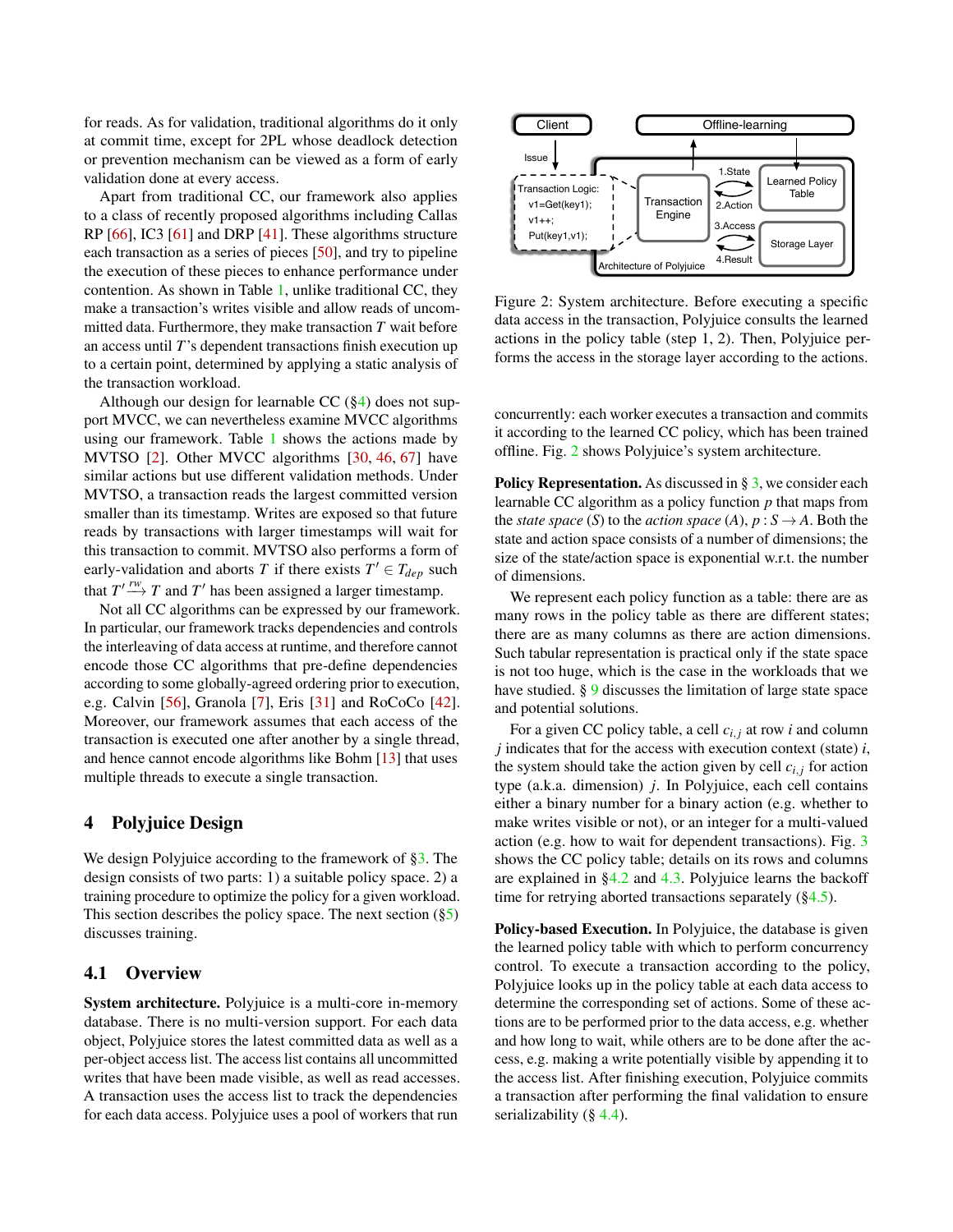for reads. As for validation, traditional algorithms do it only at commit time, except for 2PL whose deadlock detection or prevention mechanism can be viewed as a form of early validation done at every access.

Apart from traditional CC, our framework also applies to a class of recently proposed algorithms including Callas RP [66], IC3 [61] and DRP [41]. These algorithms structure each transaction as a series of pieces [50], and try to pipeline the execution of these pieces to enhance performance under contention. As shown in Table 1, unlike traditional CC, they make a transaction's writes visible and allow reads of uncommitted data. Furthermore, they make transaction $T$ wait before an access until $T$'s dependent transactions finish execution up to a certain point, determined by applying a static analysis of the transaction workload.

Although our design for learnable CC (§4) does not support MVCC, we can nevertheless examine MVCC algorithms using our framework. Table 1 shows the actions made by MVTSO [2]. Other MVCC algorithms [30, 46, 67] have similar actions but use different validation methods. Under MVTSO, a transaction reads the largest committed version smaller than its timestamp. Writes are exposed so that future reads by transactions with larger timestamps will wait for this transaction to commit. MVTSO also performs a form of early-validation and aborts $T$ if there exists $T' \in T_{dep}$ such that $T' \xrightarrow{rw} T$ and $T'$ has been assigned a larger timestamp.

Not all CC algorithms can be expressed by our framework. In particular, our framework tracks dependencies and controls the interleaving of data access at runtime, and therefore cannot encode those CC algorithms that pre-define dependencies according to some globally-agreed ordering prior to execution, e.g. Calvin [56], Granola [7], Eris [31] and RoCoCo [42]. Moreover, our framework assumes that each access of the transaction is executed one after another by a single thread, and hence cannot encode algorithms like Bohm [13] that uses multiple threads to execute a single transaction.

## 4 Polyjuice Design

We design Polyjuice according to the framework of §3. The design consists of two parts: 1) a suitable policy space. 2) a training procedure to optimize the policy for a given workload. This section describes the policy space. The next section (§5) discusses training.

### 4.1 Overview

**System architecture.** Polyjuice is a multi-core in-memory database. There is no multi-version support. For each data object, Polyjuice stores the latest committed data as well as a per-object access list. The access list contains all uncommitted writes that have been made visible, as well as read accesses. A transaction uses the access list to track the dependencies for each data access. Polyjuice uses a pool of workers that run concurrently: each worker executes a transaction and commits it according to the learned CC policy, which has been trained offline. Fig. 2 shows Polyjuice's system architecture.

Figure 2: System architecture. Before executing a specific data access in the transaction, Polyjuice consults the learned actions in the policy table (step 1, 2). Then, Polyjuice performs the access in the storage layer according to the actions.

**Policy Representation.** As discussed in § 3, we consider each learnable CC algorithm as a policy function $p$ that maps from the *state space* ($S$) to the *action space* ($A$), $p : S \rightarrow A$. Both the state and action space consists of a number of dimensions; the size of the state/action space is exponential w.r.t. the number of dimensions.

We represent each policy function as a table: there are as many rows in the policy table as there are different states; there are as many columns as there are action dimensions. Such tabular representation is practical only if the state space is not too huge, which is the case in the workloads that we have studied. § 9 discusses the limitation of large state space and potential solutions.

For a given CC policy table, a cell $c_{i,j}$ at row $i$ and column $j$ indicates that for the access with execution context (state) $i$, the system should take the action given by cell $c_{i,j}$ for action type (a.k.a. dimension) $j$. In Polyjuice, each cell contains either a binary number for a binary action (e.g. whether to make writes visible or not), or an integer for a multi-valued action (e.g. how to wait for dependent transactions). Fig. 3 shows the CC policy table; details on its rows and columns are explained in §4.2 and 4.3. Polyjuice learns the backoff time for retrying aborted transactions separately (§4.5).

**Policy-based Execution.** In Polyjuice, the database is given the learned policy table with which to perform concurrency control. To execute a transaction according to the policy, Polyjuice looks up in the policy table at each data access to determine the corresponding set of actions. Some of these actions are to be performed prior to the data access, e.g. whether and how long to wait, while others are to be done after the access, e.g. making a write potentially visible by appending it to the access list. After finishing execution, Polyjuice commits a transaction after performing the final validation to ensure serializability (§ 4.4).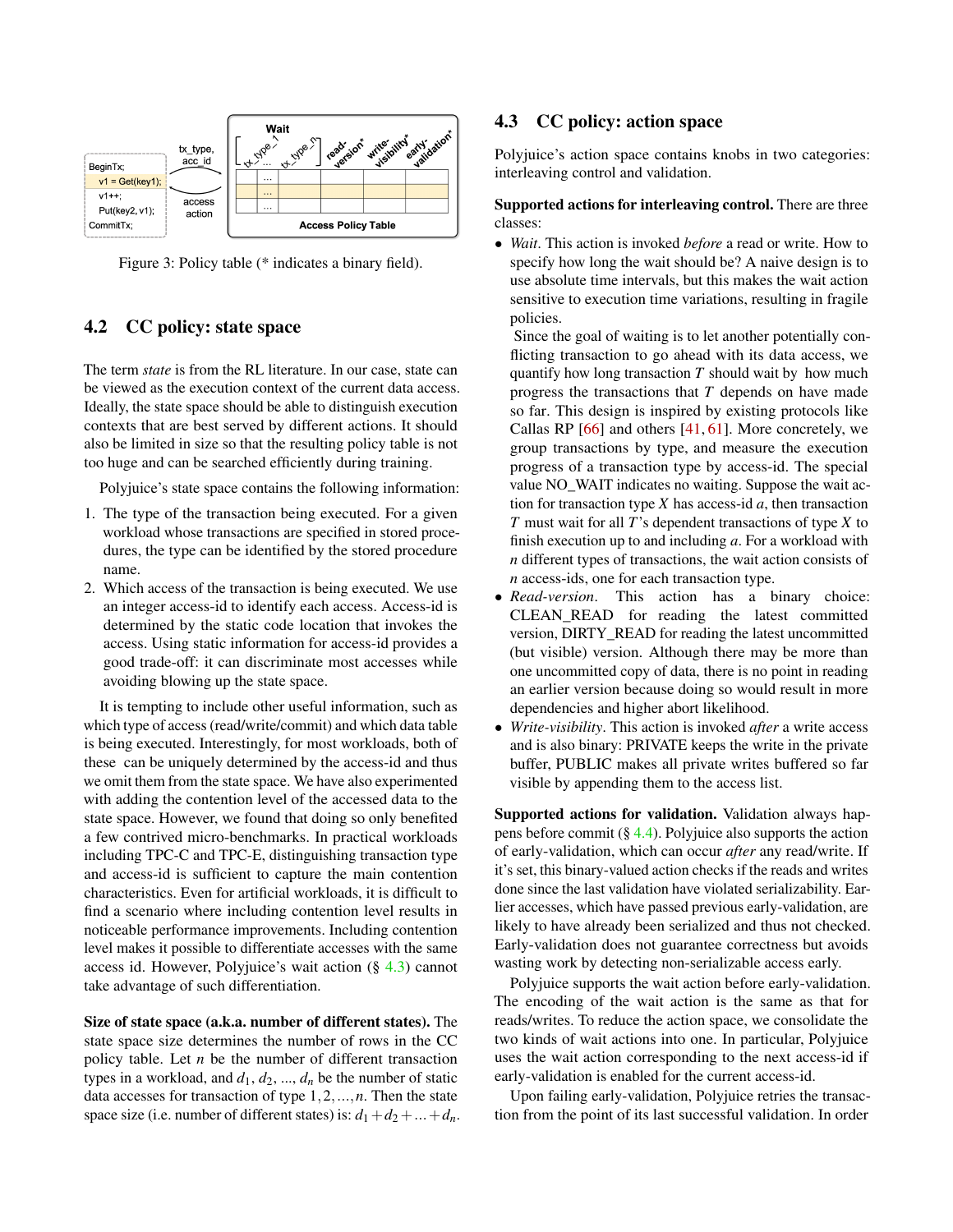Figure 3: Policy table (* indicates a binary field).

## 4.2 CC policy: state space

The term *state* is from the RL literature. In our case, state can be viewed as the execution context of the current data access. Ideally, the state space should be able to distinguish execution contexts that are best served by different actions. It should also be limited in size so that the resulting policy table is not too huge and can be searched efficiently during training.

Polyjuice's state space contains the following information:

1. The type of the transaction being executed. For a given workload whose transactions are specified in stored procedures, the type can be identified by the stored procedure name.
2. Which access of the transaction is being executed. We use an integer access-id to identify each access. Access-id is determined by the static code location that invokes the access. Using static information for access-id provides a good trade-off: it can discriminate most accesses while avoiding blowing up the state space.

It is tempting to include other useful information, such as which type of access (read/write/commit) and which data table is being executed. Interestingly, for most workloads, both of these can be uniquely determined by the access-id and thus we omit them from the state space. We have also experimented with adding the contention level of the accessed data to the state space. However, we found that doing so only benefited a few contrived micro-benchmarks. In practical workloads including TPC-C and TPC-E, distinguishing transaction type and access-id is sufficient to capture the main contention characteristics. Even for artificial workloads, it is difficult to find a scenario where including contention level results in noticeable performance improvements. Including contention level makes it possible to differentiate accesses with the same access id. However, Polyjuice's wait action (§ 4.3) cannot take advantage of such differentiation.

**Size of state space (a.k.a. number of different states).** The state space size determines the number of rows in the CC policy table. Let $n$ be the number of different transaction types in a workload, and $d_1$, $d_2$, ..., $d_n$ be the number of static data accesses for transaction of type $1, 2, ..., n$. Then the state space size (i.e. number of different states) is: $d_1 + d_2 + ... + d_n$.

## 4.3 CC policy: action space

Polyjuice's action space contains knobs in two categories: interleaving control and validation.

**Supported actions for interleaving control.** There are three classes:

- *Wait*. This action is invoked *before* a read or write. How to specify how long the wait should be? A naive design is to use absolute time intervals, but this makes the wait action sensitive to execution time variations, resulting in fragile policies.

  Since the goal of waiting is to let another potentially conflicting transaction to go ahead with its data access, we quantify how long transaction $T$ should wait by how much progress the transactions that $T$ depends on have made so far. This design is inspired by existing protocols like Callas RP [66] and others [41, 61]. More concretely, we group transactions by type, and measure the execution progress of a transaction type by access-id. The special value NO_WAIT indicates no waiting. Suppose the wait action for transaction type $X$ has access-id $a$, then transaction $T$ must wait for all $T$'s dependent transactions of type $X$ to finish execution up to and including $a$. For a workload with $n$ different types of transactions, the wait action consists of $n$ access-ids, one for each transaction type.
- *Read-version*. This action has a binary choice: CLEAN_READ for reading the latest committed version, DIRTY_READ for reading the latest uncommitted (but visible) version. Although there may be more than one uncommitted copy of data, there is no point in reading an earlier version because doing so would result in more dependencies and higher abort likelihood.
- *Write-visibility*. This action is invoked *after* a write access and is also binary: PRIVATE keeps the write in the private buffer, PUBLIC makes all private writes buffered so far visible by appending them to the access list.

**Supported actions for validation.** Validation always happens before commit (§ 4.4). Polyjuice also supports the action of early-validation, which can occur *after* any read/write. If it's set, this binary-valued action checks if the reads and writes done since the last validation have violated serializability. Earlier accesses, which have passed previous early-validation, are likely to have already been serialized and thus not checked. Early-validation does not guarantee correctness but avoids wasting work by detecting non-serializable access early.

Polyjuice supports the wait action before early-validation. The encoding of the wait action is the same as that for reads/writes. To reduce the action space, we consolidate the two kinds of wait actions into one. In particular, Polyjuice uses the wait action corresponding to the next access-id if early-validation is enabled for the current access-id.

Upon failing early-validation, Polyjuice retries the transaction from the point of its last successful validation. In order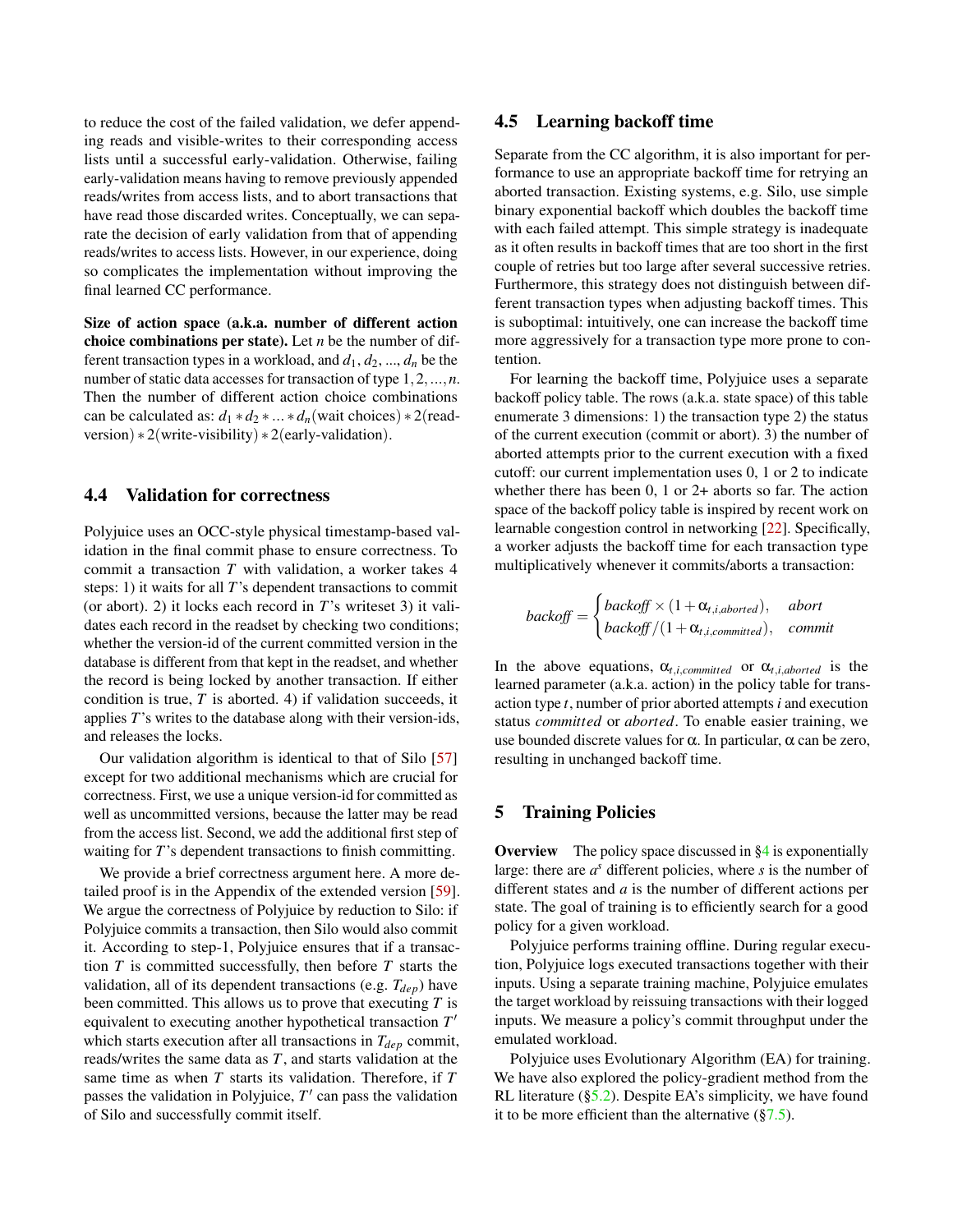to reduce the cost of the failed validation, we defer appending reads and visible-writes to their corresponding access lists until a successful early-validation. Otherwise, failing early-validation means having to remove previously appended reads/writes from access lists, and to abort transactions that have read those discarded writes. Conceptually, we can separate the decision of early validation from that of appending reads/writes to access lists. However, in our experience, doing so complicates the implementation without improving the final learned CC performance.

**Size of action space (a.k.a. number of different action choice combinations per state).** Let $n$ be the number of different transaction types in a workload, and $d_1, d_2, ..., d_n$ be the number of static data accesses for transaction of type $1, 2, ..., n$. Then the number of different action choice combinations can be calculated as: $d_1 * d_2 * ... * d_n$(wait choices) $* 2$(read-version) $* 2$(write-visibility) $* 2$(early-validation).

### 4.4 Validation for correctness

Polyjuice uses an OCC-style physical timestamp-based validation in the final commit phase to ensure correctness. To commit a transaction $T$ with validation, a worker takes 4 steps: 1) it waits for all $T$'s dependent transactions to commit (or abort). 2) it locks each record in $T$'s writeset 3) it validates each record in the readset by checking two conditions; whether the version-id of the current committed version in the database is different from that kept in the readset, and whether the record is being locked by another transaction. If either condition is true, $T$ is aborted. 4) if validation succeeds, it applies $T$'s writes to the database along with their version-ids, and releases the locks.

Our validation algorithm is identical to that of Silo [57] except for two additional mechanisms which are crucial for correctness. First, we use a unique version-id for committed as well as uncommitted versions, because the latter may be read from the access list. Second, we add the additional first step of waiting for $T$'s dependent transactions to finish committing.

We provide a brief correctness argument here. A more detailed proof is in the Appendix of the extended version [59]. We argue the correctness of Polyjuice by reduction to Silo: if Polyjuice commits a transaction, then Silo would also commit it. According to step-1, Polyjuice ensures that if a transaction $T$ is committed successfully, then before $T$ starts the validation, all of its dependent transactions (e.g. $T_{dep}$) have been committed. This allows us to prove that executing $T$ is equivalent to executing another hypothetical transaction $T'$ which starts execution after all transactions in $T_{dep}$ commit, reads/writes the same data as $T$, and starts validation at the same time as when $T$ starts its validation. Therefore, if $T$ passes the validation in Polyjuice, $T'$ can pass the validation of Silo and successfully commit itself.

### 4.5 Learning backoff time

Separate from the CC algorithm, it is also important for performance to use an appropriate backoff time for retrying an aborted transaction. Existing systems, e.g. Silo, use simple binary exponential backoff which doubles the backoff time with each failed attempt. This simple strategy is inadequate as it often results in backoff times that are too short in the first couple of retries but too large after several successive retries. Furthermore, this strategy does not distinguish between different transaction types when adjusting backoff times. This is suboptimal: intuitively, one can increase the backoff time more aggressively for a transaction type more prone to contention.

For learning the backoff time, Polyjuice uses a separate backoff policy table. The rows (a.k.a. state space) of this table enumerate 3 dimensions: 1) the transaction type 2) the status of the current execution (commit or abort). 3) the number of aborted attempts prior to the current execution with a fixed cutoff: our current implementation uses 0, 1 or 2 to indicate whether there has been 0, 1 or 2+ aborts so far. The action space of the backoff policy table is inspired by recent work on learnable congestion control in networking [22]. Specifically, a worker adjusts the backoff time for each transaction type multiplicatively whenever it commits/aborts a transaction:

$$backoff = \begin{cases} backoff \times (1 + \alpha_{t,i,aborted}), & abort \\ backoff / (1 + \alpha_{t,i,committed}), & commit \end{cases}$$

In the above equations, $\alpha_{t,i,committed}$ or $\alpha_{t,i,aborted}$ is the learned parameter (a.k.a. action) in the policy table for transaction type $t$, number of prior aborted attempts $i$ and execution status *committed* or *aborted*. To enable easier training, we use bounded discrete values for $\alpha$. In particular, $\alpha$ can be zero, resulting in unchanged backoff time.

## 5 Training Policies

**Overview** The policy space discussed in §4 is exponentially large: there are $a^s$ different policies, where $s$ is the number of different states and $a$ is the number of different actions per state. The goal of training is to efficiently search for a good policy for a given workload.

Polyjuice performs training offline. During regular execution, Polyjuice logs executed transactions together with their inputs. Using a separate training machine, Polyjuice emulates the target workload by reissuing transactions with their logged inputs. We measure a policy's commit throughput under the emulated workload.

Polyjuice uses Evolutionary Algorithm (EA) for training. We have also explored the policy-gradient method from the RL literature (§5.2). Despite EA's simplicity, we have found it to be more efficient than the alternative (§7.5).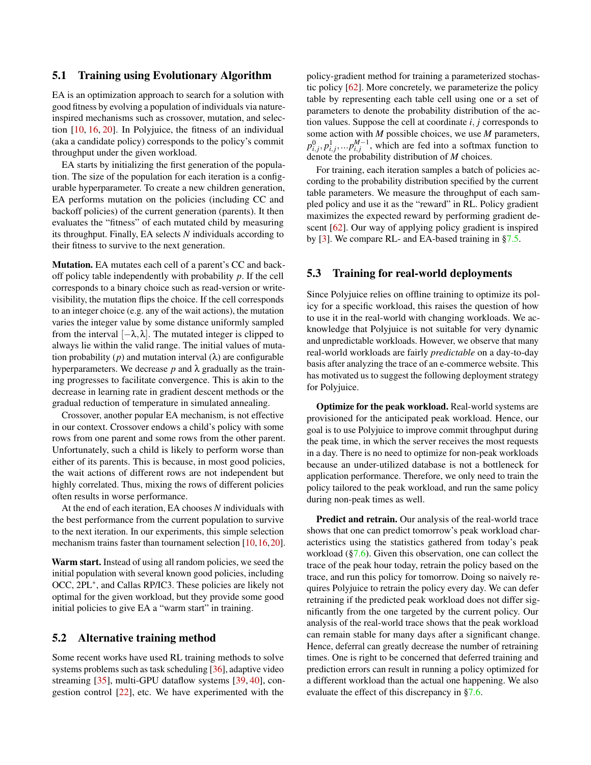### 5.1 Training using Evolutionary Algorithm

EA is an optimization approach to search for a solution with good fitness by evolving a population of individuals via nature-inspired mechanisms such as crossover, mutation, and selection [10, 16, 20]. In Polyjuice, the fitness of an individual (aka a candidate policy) corresponds to the policy's commit throughput under the given workload.

EA starts by initializing the first generation of the population. The size of the population for each iteration is a configurable hyperparameter. To create a new children generation, EA performs mutation on the policies (including CC and backoff policies) of the current generation (parents). It then evaluates the "fitness" of each mutated child by measuring its throughput. Finally, EA selects $N$ individuals according to their fitness to survive to the next generation.

**Mutation.** EA mutates each cell of a parent's CC and backoff policy table independently with probability $p$. If the cell corresponds to a binary choice such as read-version or write-visibility, the mutation flips the choice. If the cell corresponds to an integer choice (e.g. any of the wait actions), the mutation varies the integer value by some distance uniformly sampled from the interval $[-\lambda, \lambda]$. The mutated integer is clipped to always lie within the valid range. The initial values of mutation probability ($p$) and mutation interval ($\lambda$) are configurable hyperparameters. We decrease $p$ and $\lambda$ gradually as the training progresses to facilitate convergence. This is akin to the decrease in learning rate in gradient descent methods or the gradual reduction of temperature in simulated annealing.

Crossover, another popular EA mechanism, is not effective in our context. Crossover endows a child's policy with some rows from one parent and some rows from the other parent. Unfortunately, such a child is likely to perform worse than either of its parents. This is because, in most good policies, the wait actions of different rows are not independent but highly correlated. Thus, mixing the rows of different policies often results in worse performance.

At the end of each iteration, EA chooses $N$ individuals with the best performance from the current population to survive to the next iteration. In our experiments, this simple selection mechanism trains faster than tournament selection [10,16,20].

**Warm start.** Instead of using all random policies, we seed the initial population with several known good policies, including OCC, 2PL$^*$, and Callas RP/IC3. These policies are likely not optimal for the given workload, but they provide some good initial policies to give EA a "warm start" in training.

### 5.2 Alternative training method

Some recent works have used RL training methods to solve systems problems such as task scheduling [36], adaptive video streaming [35], multi-GPU dataflow systems [39, 40], congestion control [22], etc. We have experimented with the policy-gradient method for training a parameterized stochastic policy [62]. More concretely, we parameterize the policy table by representing each table cell using one or a set of parameters to denote the probability distribution of the action values. Suppose the cell at coordinate $i, j$ corresponds to some action with $M$ possible choices, we use $M$ parameters, $p^0_{i,j}, p^1_{i,j}, \ldots p^{M-1}_{i,j}$, which are fed into a softmax function to denote the probability distribution of $M$ choices.

For training, each iteration samples a batch of policies according to the probability distribution specified by the current table parameters. We measure the throughput of each sampled policy and use it as the "reward" in RL. Policy gradient maximizes the expected reward by performing gradient descent [62]. Our way of applying policy gradient is inspired by [3]. We compare RL- and EA-based training in §7.5.

### 5.3 Training for real-world deployments

Since Polyjuice relies on offline training to optimize its policy for a specific workload, this raises the question of how to use it in the real-world with changing workloads. We acknowledge that Polyjuice is not suitable for very dynamic and unpredictable workloads. However, we observe that many real-world workloads are fairly *predictable* on a day-to-day basis after analyzing the trace of an e-commerce website. This has motivated us to suggest the following deployment strategy for Polyjuice.

**Optimize for the peak workload.** Real-world systems are provisioned for the anticipated peak workload. Hence, our goal is to use Polyjuice to improve commit throughput during the peak time, in which the server receives the most requests in a day. There is no need to optimize for non-peak workloads because an under-utilized database is not a bottleneck for application performance. Therefore, we only need to train the policy tailored to the peak workload, and run the same policy during non-peak times as well.

**Predict and retrain.** Our analysis of the real-world trace shows that one can predict tomorrow's peak workload characteristics using the statistics gathered from today's peak workload (§7.6). Given this observation, one can collect the trace of the peak hour today, retrain the policy based on the trace, and run this policy for tomorrow. Doing so naively requires Polyjuice to retrain the policy every day. We can defer retraining if the predicted peak workload does not differ significantly from the one targeted by the current policy. Our analysis of the real-world trace shows that the peak workload can remain stable for many days after a significant change. Hence, deferral can greatly decrease the number of retraining times. One is right to be concerned that deferred training and prediction errors can result in running a policy optimized for a different workload than the actual one happening. We also evaluate the effect of this discrepancy in §7.6.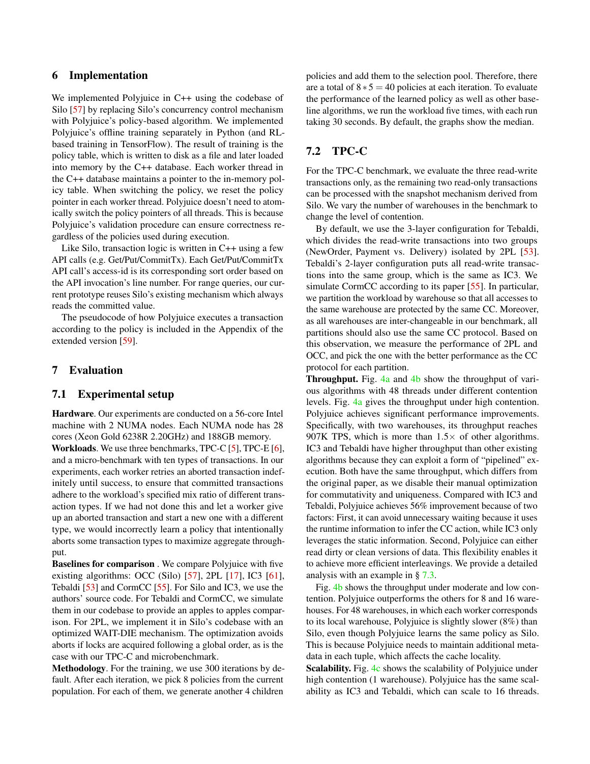## 6 Implementation

We implemented Polyjuice in C++ using the codebase of Silo [57] by replacing Silo's concurrency control mechanism with Polyjuice's policy-based algorithm. We implemented Polyjuice's offline training separately in Python (and RL-based training in TensorFlow). The result of training is the policy table, which is written to disk as a file and later loaded into memory by the C++ database. Each worker thread in the C++ database maintains a pointer to the in-memory policy table. When switching the policy, we reset the policy pointer in each worker thread. Polyjuice doesn't need to atomically switch the policy pointers of all threads. This is because Polyjuice's validation procedure can ensure correctness regardless of the policies used during execution.

Like Silo, transaction logic is written in C++ using a few API calls (e.g. Get/Put/CommitTx). Each Get/Put/CommitTx API call's access-id is its corresponding sort order based on the API invocation's line number. For range queries, our current prototype reuses Silo's existing mechanism which always reads the committed value.

The pseudocode of how Polyjuice executes a transaction according to the policy is included in the Appendix of the extended version [59].

## 7 Evaluation

### 7.1 Experimental setup

**Hardware**. Our experiments are conducted on a 56-core Intel machine with 2 NUMA nodes. Each NUMA node has 28 cores (Xeon Gold 6238R 2.20GHz) and 188GB memory.

**Workloads**. We use three benchmarks, TPC-C [5], TPC-E [6], and a micro-benchmark with ten types of transactions. In our experiments, each worker retries an aborted transaction indefinitely until success, to ensure that committed transactions adhere to the workload's specified mix ratio of different transaction types. If we had not done this and let a worker give up an aborted transaction and start a new one with a different type, we would incorrectly learn a policy that intentionally aborts some transaction types to maximize aggregate throughput.

**Baselines for comparison** . We compare Polyjuice with five existing algorithms: OCC (Silo) [57], 2PL [17], IC3 [61], Tebaldi [53] and CormCC [55]. For Silo and IC3, we use the authors' source code. For Tebaldi and CormCC, we simulate them in our codebase to provide an apples to apples comparison. For 2PL, we implement it in Silo's codebase with an optimized WAIT-DIE mechanism. The optimization avoids aborts if locks are acquired following a global order, as is the case with our TPC-C and microbenchmark.

**Methodology**. For the training, we use 300 iterations by default. After each iteration, we pick 8 policies from the current population. For each of them, we generate another 4 children policies and add them to the selection pool. Therefore, there are a total of $8*5=40$ policies at each iteration. To evaluate the performance of the learned policy as well as other baseline algorithms, we run the workload five times, with each run taking 30 seconds. By default, the graphs show the median.

### 7.2 TPC-C

For the TPC-C benchmark, we evaluate the three read-write transactions only, as the remaining two read-only transactions can be processed with the snapshot mechanism derived from Silo. We vary the number of warehouses in the benchmark to change the level of contention.

By default, we use the 3-layer configuration for Tebaldi, which divides the read-write transactions into two groups (NewOrder, Payment vs. Delivery) isolated by 2PL [53]. Tebaldi's 2-layer configuration puts all read-write transactions into the same group, which is the same as IC3. We simulate CormCC according to its paper [55]. In particular, we partition the workload by warehouse so that all accesses to the same warehouse are protected by the same CC. Moreover, as all warehouses are inter-changeable in our benchmark, all partitions should also use the same CC protocol. Based on this observation, we measure the performance of 2PL and OCC, and pick the one with the better performance as the CC protocol for each partition.

**Throughput.** Fig. 4a and 4b show the throughput of various algorithms with 48 threads under different contention levels. Fig. 4a gives the throughput under high contention. Polyjuice achieves significant performance improvements. Specifically, with two warehouses, its throughput reaches 907K TPS, which is more than $1.5\times$ of other algorithms. IC3 and Tebaldi have higher throughput than other existing algorithms because they can exploit a form of "pipelined" execution. Both have the same throughput, which differs from the original paper, as we disable their manual optimization for commutativity and uniqueness. Compared with IC3 and Tebaldi, Polyjuice achieves 56% improvement because of two factors: First, it can avoid unnecessary waiting because it uses the runtime information to infer the CC action, while IC3 only leverages the static information. Second, Polyjuice can either read dirty or clean versions of data. This flexibility enables it to achieve more efficient interleavings. We provide a detailed analysis with an example in § 7.3.

Fig. 4b shows the throughput under moderate and low contention. Polyjuice outperforms the others for 8 and 16 warehouses. For 48 warehouses, in which each worker corresponds to its local warehouse, Polyjuice is slightly slower (8%) than Silo, even though Polyjuice learns the same policy as Silo. This is because Polyjuice needs to maintain additional metadata in each tuple, which affects the cache locality.

**Scalability.** Fig. 4c shows the scalability of Polyjuice under high contention (1 warehouse). Polyjuice has the same scalability as IC3 and Tebaldi, which can scale to 16 threads.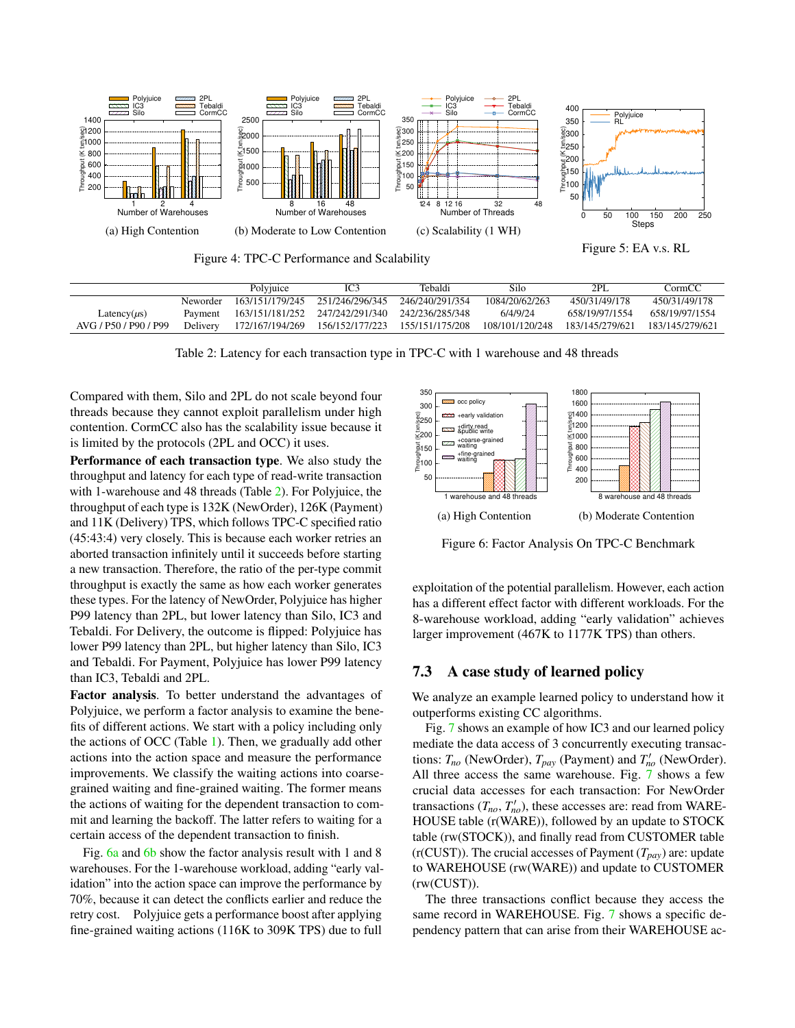(a) High Contention

(b) Moderate to Low Contention

(c) Scalability (1 WH)

Figure 4: TPC-C Performance and Scalability

Figure 5: EA v.s. RL

| Latency(μs) AVG / P50 / P90 / P99 | | Polyjuice | IC3 | Tebaldi | Silo | 2PL | CormCC |
|---|---|---|---|---|---|---|---|
| | Neworder | 163/151/179/245 | 251/246/296/345 | 246/240/291/354 | 1084/20/62/263 | 450/31/49/178 | 450/31/49/178 |
| | Payment | 163/151/181/252 | 247/242/291/340 | 242/236/285/348 | 6/4/9/24 | 658/19/97/1554 | 658/19/97/1554 |
| | Delivery | 172/167/194/269 | 156/152/177/223 | 155/151/175/208 | 108/101/120/248 | 183/145/279/621 | 183/145/279/621 |

Table 2: Latency for each transaction type in TPC-C with 1 warehouse and 48 threads

Compared with them, Silo and 2PL do not scale beyond four threads because they cannot exploit parallelism under high contention. CormCC also has the scalability issue because it is limited by the protocols (2PL and OCC) it uses.

**Performance of each transaction type**. We also study the throughput and latency for each type of read-write transaction with 1-warehouse and 48 threads (Table 2). For Polyjuice, the throughput of each type is 132K (NewOrder), 126K (Payment) and 11K (Delivery) TPS, which follows TPC-C specified ratio (45:43:4) very closely. This is because each worker retries an aborted transaction infinitely until it succeeds before starting a new transaction. Therefore, the ratio of the per-type commit throughput is exactly the same as how each worker generates these types. For the latency of NewOrder, Polyjuice has higher P99 latency than 2PL, but lower latency than Silo, IC3 and Tebaldi. For Delivery, the outcome is flipped: Polyjuice has lower P99 latency than 2PL, but higher latency than Silo, IC3 and Tebaldi. For Payment, Polyjuice has lower P99 latency than IC3, Tebaldi and 2PL.

**Factor analysis**. To better understand the advantages of Polyjuice, we perform a factor analysis to examine the benefits of different actions. We start with a policy including only the actions of OCC (Table 1). Then, we gradually add other actions into the action space and measure the performance improvements. We classify the waiting actions into coarse-grained waiting and fine-grained waiting. The former means the actions of waiting for the dependent transaction to commit and learning the backoff. The latter refers to waiting for a certain access of the dependent transaction to finish.

Fig. 6a and 6b show the factor analysis result with 1 and 8 warehouses. For the 1-warehouse workload, adding "early validation" into the action space can improve the performance by 70%, because it can detect the conflicts earlier and reduce the retry cost. Polyjuice gets a performance boost after applying fine-grained waiting actions (116K to 309K TPS) due to full exploitation of the potential parallelism. However, each action has a different effect factor with different workloads. For the 8-warehouse workload, adding "early validation" achieves larger improvement (467K to 1177K TPS) than others.

(a) High Contention

(b) Moderate Contention

Figure 6: Factor Analysis On TPC-C Benchmark

### 7.3 A case study of learned policy

We analyze an example learned policy to understand how it outperforms existing CC algorithms.

Fig. 7 shows an example of how IC3 and our learned policy mediate the data access of 3 concurrently executing transactions: $T_{no}$ (NewOrder), $T_{pay}$ (Payment) and $T'_{no}$ (NewOrder). All three access the same warehouse. Fig. 7 shows a few crucial data accesses for each transaction: For NewOrder transactions ($T_{no}$, $T'_{no}$), these accesses are: read from WAREHOUSE table (r(WARE)), followed by an update to STOCK table (rw(STOCK)), and finally read from CUSTOMER table (r(CUST)). The crucial accesses of Payment ($T_{pay}$) are: update to WAREHOUSE (rw(WARE)) and update to CUSTOMER (rw(CUST)).

The three transactions conflict because they access the same record in WAREHOUSE. Fig. 7 shows a specific dependency pattern that can arise from their WAREHOUSE ac-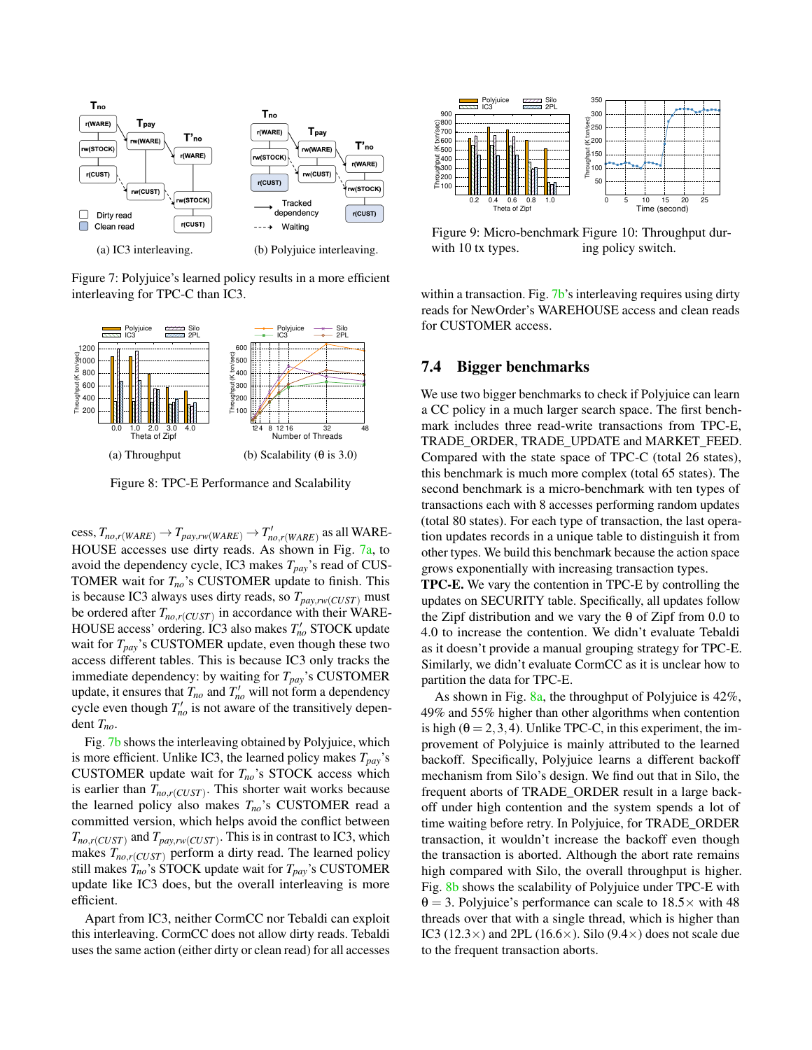Figure 7: Polyjuice's learned policy results in a more efficient interleaving for TPC-C than IC3.

(a) IC3 interleaving.

(b) Polyjuice interleaving.

Figure 8: TPC-E Performance and Scalability

(a) Throughput

(b) Scalability (θ is 3.0)

cess, $T_{no,r(WARE)} \rightarrow T_{pay,rw(WARE)} \rightarrow T'_{no,r(WARE)}$ as all WAREHOUSE accesses use dirty reads. As shown in Fig. 7a, to avoid the dependency cycle, IC3 makes $T_{pay}$'s read of CUSTOMER wait for $T_{no}$'s CUSTOMER update to finish. This is because IC3 always uses dirty reads, so $T_{pay,rw(CUST)}$ must be ordered after $T_{no,r(CUST)}$ in accordance with their WAREHOUSE access' ordering. IC3 also makes $T'_{no}$ STOCK update wait for $T_{pay}$'s CUSTOMER update, even though these two access different tables. This is because IC3 only tracks the immediate dependency: by waiting for $T_{pay}$'s CUSTOMER update, it ensures that $T_{no}$ and $T'_{no}$ will not form a dependency cycle even though $T'_{no}$ is not aware of the transitively dependent $T_{no}$.

Fig. 7b shows the interleaving obtained by Polyjuice, which is more efficient. Unlike IC3, the learned policy makes $T_{pay}$'s CUSTOMER update wait for $T_{no}$'s STOCK access which is earlier than $T_{no,r(CUST)}$. This shorter wait works because the learned policy also makes $T_{no}$'s CUSTOMER read a committed version, which helps avoid the conflict between $T_{no,r(CUST)}$ and $T_{pay,rw(CUST)}$. This is in contrast to IC3, which makes $T_{no,r(CUST)}$ perform a dirty read. The learned policy still makes $T_{no}$'s STOCK update wait for $T_{pay}$'s CUSTOMER update like IC3 does, but the overall interleaving is more efficient.

Apart from IC3, neither CormCC nor Tebaldi can exploit this interleaving. CormCC does not allow dirty reads. Tebaldi uses the same action (either dirty or clean read) for all accesses within a transaction. Fig. 7b's interleaving requires using dirty reads for NewOrder's WAREHOUSE access and clean reads for CUSTOMER access.

Figure 9: Micro-benchmark with 10 tx types.

Figure 10: Throughput during policy switch.

## 7.4 Bigger benchmarks

We use two bigger benchmarks to check if Polyjuice can learn a CC policy in a much larger search space. The first benchmark includes three read-write transactions from TPC-E, TRADE_ORDER, TRADE_UPDATE and MARKET_FEED. Compared with the state space of TPC-C (total 26 states), this benchmark is much more complex (total 65 states). The second benchmark is a micro-benchmark with ten types of transactions each with 8 accesses performing random updates (total 80 states). For each type of transaction, the last operation updates records in a unique table to distinguish it from other types. We build this benchmark because the action space grows exponentially with increasing transaction types.

**TPC-E.** We vary the contention in TPC-E by controlling the updates on SECURITY table. Specifically, all updates follow the Zipf distribution and we vary the θ of Zipf from 0.0 to 4.0 to increase the contention. We didn't evaluate Tebaldi as it doesn't provide a manual grouping strategy for TPC-E. Similarly, we didn't evaluate CormCC as it is unclear how to partition the data for TPC-E.

As shown in Fig. 8a, the throughput of Polyjuice is 42%, 49% and 55% higher than other algorithms when contention is high ($\theta = 2,3,4$). Unlike TPC-C, in this experiment, the improvement of Polyjuice is mainly attributed to the learned backoff. Specifically, Polyjuice learns a different backoff mechanism from Silo's design. We find out that in Silo, the frequent aborts of TRADE_ORDER result in a large backoff under high contention and the system spends a lot of time waiting before retry. In Polyjuice, for TRADE_ORDER transaction, it wouldn't increase the backoff even though the transaction is aborted. Although the abort rate remains high compared with Silo, the overall throughput is higher. Fig. 8b shows the scalability of Polyjuice under TPC-E with $\theta = 3$. Polyjuice's performance can scale to 18.5× with 48 threads over that with a single thread, which is higher than IC3 (12.3×) and 2PL (16.6×). Silo (9.4×) does not scale due to the frequent transaction aborts.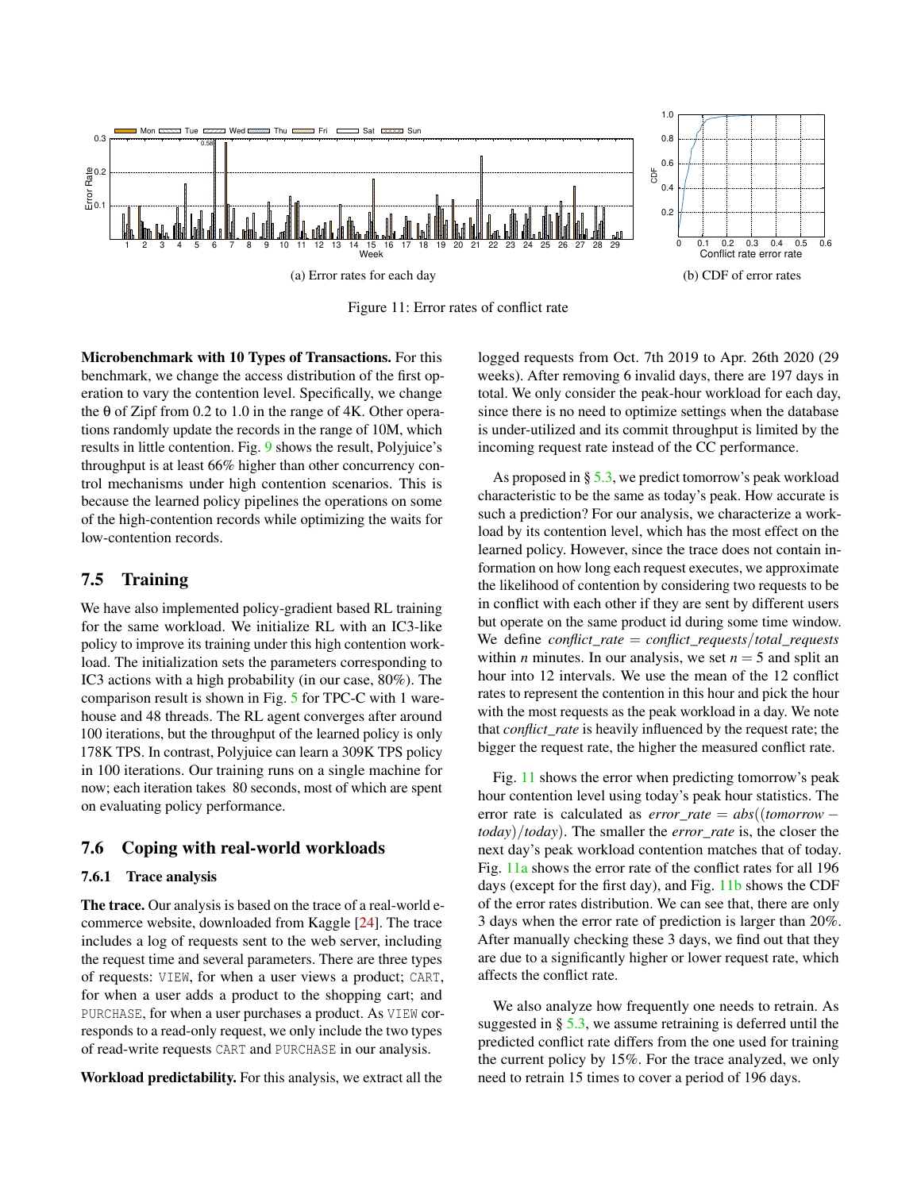(a) Error rates for each day

(b) CDF of error rates

Figure 11: Error rates of conflict rate

**Microbenchmark with 10 Types of Transactions.** For this benchmark, we change the access distribution of the first operation to vary the contention level. Specifically, we change the θ of Zipf from 0.2 to 1.0 in the range of 4K. Other operations randomly update the records in the range of 10M, which results in little contention. Fig. 9 shows the result, Polyjuice's throughput is at least 66% higher than other concurrency control mechanisms under high contention scenarios. This is because the learned policy pipelines the operations on some of the high-contention records while optimizing the waits for low-contention records.

## 7.5 Training

We have also implemented policy-gradient based RL training for the same workload. We initialize RL with an IC3-like policy to improve its training under this high contention workload. The initialization sets the parameters corresponding to IC3 actions with a high probability (in our case, 80%). The comparison result is shown in Fig. 5 for TPC-C with 1 warehouse and 48 threads. The RL agent converges after around 100 iterations, but the throughput of the learned policy is only 178K TPS. In contrast, Polyjuice can learn a 309K TPS policy in 100 iterations. Our training runs on a single machine for now; each iteration takes 80 seconds, most of which are spent on evaluating policy performance.

## 7.6 Coping with real-world workloads

### 7.6.1 Trace analysis

**The trace.** Our analysis is based on the trace of a real-world e-commerce website, downloaded from Kaggle [24]. The trace includes a log of requests sent to the web server, including the request time and several parameters. There are three types of requests: `VIEW`, for when a user views a product; `CART`, for when a user adds a product to the shopping cart; and `PURCHASE`, for when a user purchases a product. As `VIEW` corresponds to a read-only request, we only include the two types of read-write requests `CART` and `PURCHASE` in our analysis.

**Workload predictability.** For this analysis, we extract all the logged requests from Oct. 7th 2019 to Apr. 26th 2020 (29 weeks). After removing 6 invalid days, there are 197 days in total. We only consider the peak-hour workload for each day, since there is no need to optimize settings when the database is under-utilized and its commit throughput is limited by the incoming request rate instead of the CC performance.

As proposed in § 5.3, we predict tomorrow's peak workload characteristic to be the same as today's peak. How accurate is such a prediction? For our analysis, we characterize a workload by its contention level, which has the most effect on the learned policy. However, since the trace does not contain information on how long each request executes, we approximate the likelihood of contention by considering two requests to be in conflict with each other if they are sent by different users but operate on the same product id during some time window. We define $conflict\_rate = conflict\_requests/total\_requests$ within $n$ minutes. In our analysis, we set $n = 5$ and split an hour into 12 intervals. We use the mean of the 12 conflict rates to represent the contention in this hour and pick the hour with the most requests as the peak workload in a day. We note that *conflict_rate* is heavily influenced by the request rate; the bigger the request rate, the higher the measured conflict rate.

Fig. 11 shows the error when predicting tomorrow's peak hour contention level using today's peak hour statistics. The error rate is calculated as $error\_rate = abs((tomorrow - today)/today)$. The smaller the *error_rate* is, the closer the next day's peak workload contention matches that of today. Fig. 11a shows the error rate of the conflict rates for all 196 days (except for the first day), and Fig. 11b shows the CDF of the error rates distribution. We can see that, there are only 3 days when the error rate of prediction is larger than 20%. After manually checking these 3 days, we find out that they are due to a significantly higher or lower request rate, which affects the conflict rate.

We also analyze how frequently one needs to retrain. As suggested in § 5.3, we assume retraining is deferred until the predicted conflict rate differs from the one used for training the current policy by 15%. For the trace analyzed, we only need to retrain 15 times to cover a period of 196 days.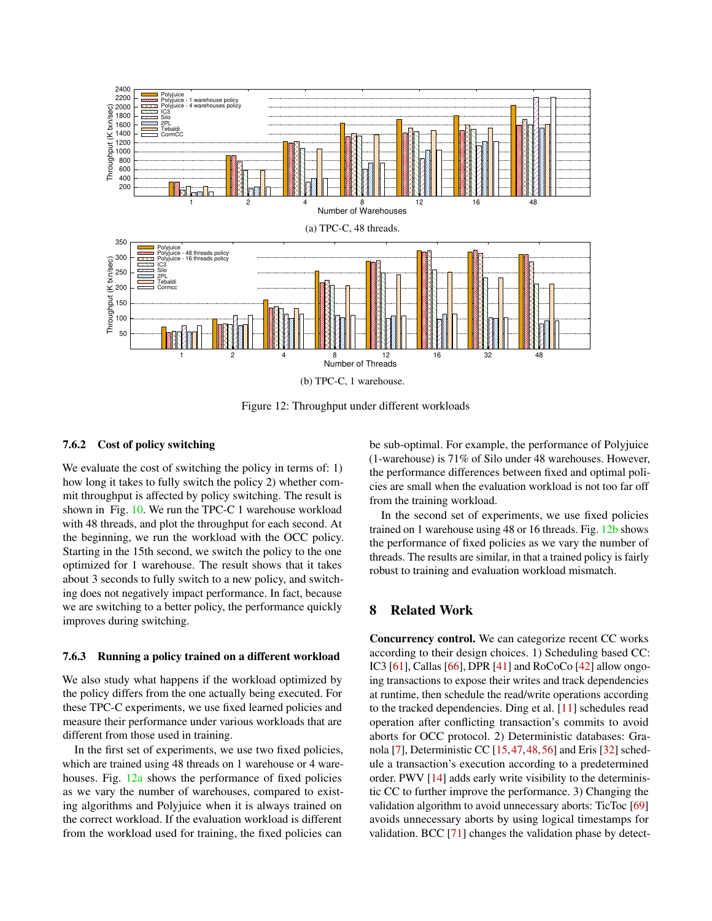(a) TPC-C, 48 threads.

(b) TPC-C, 1 warehouse.

Figure 12: Throughput under different workloads

#### 7.6.2 Cost of policy switching

We evaluate the cost of switching the policy in terms of: 1) how long it takes to fully switch the policy 2) whether commit throughput is affected by policy switching. The result is shown in Fig. 10. We run the TPC-C 1 warehouse workload with 48 threads, and plot the throughput for each second. At the beginning, we run the workload with the OCC policy. Starting in the 15th second, we switch the policy to the one optimized for 1 warehouse. The result shows that it takes about 3 seconds to fully switch to a new policy, and switching does not negatively impact performance. In fact, because we are switching to a better policy, the performance quickly improves during switching.

#### 7.6.3 Running a policy trained on a different workload

We also study what happens if the workload optimized by the policy differs from the one actually being executed. For these TPC-C experiments, we use fixed learned policies and measure their performance under various workloads that are different from those used in training.

In the first set of experiments, we use two fixed policies, which are trained using 48 threads on 1 warehouse or 4 warehouses. Fig. 12a shows the performance of fixed policies as we vary the number of warehouses, compared to existing algorithms and Polyjuice when it is always trained on the correct workload. If the evaluation workload is different from the workload used for training, the fixed policies can be sub-optimal. For example, the performance of Polyjuice (1-warehouse) is 71% of Silo under 48 warehouses. However, the performance differences between fixed and optimal policies are small when the evaluation workload is not too far off from the training workload.

In the second set of experiments, we use fixed policies trained on 1 warehouse using 48 or 16 threads. Fig. 12b shows the performance of fixed policies as we vary the number of threads. The results are similar, in that a trained policy is fairly robust to training and evaluation workload mismatch.

## 8 Related Work

**Concurrency control.** We can categorize recent CC works according to their design choices. 1) Scheduling based CC: IC3 [61], Callas [66], DPR [41] and RoCoCo [42] allow ongoing transactions to expose their writes and track dependencies at runtime, then schedule the read/write operations according to the tracked dependencies. Ding et al. [11] schedules read operation after conflicting transaction's commits to avoid aborts for OCC protocol. 2) Deterministic databases: Granola [7], Deterministic CC [15,47,48,56] and Eris [32] schedule a transaction's execution according to a predetermined order. PWV [14] adds early write visibility to the deterministic CC to further improve the performance. 3) Changing the validation algorithm to avoid unnecessary aborts: TicToc [69] avoids unnecessary aborts by using logical timestamps for validation. BCC [71] changes the validation phase by detect-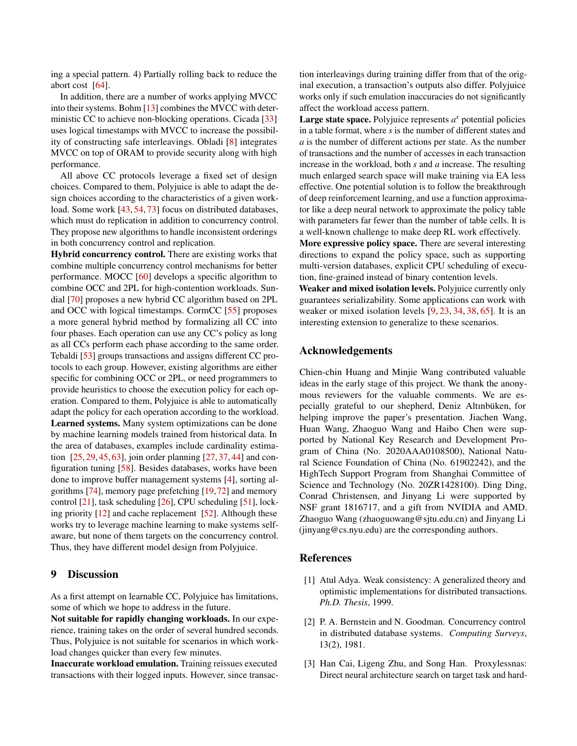ing a special pattern. 4) Partially rolling back to reduce the abort cost [64].

In addition, there are a number of works applying MVCC into their systems. Bohm [13] combines the MVCC with deterministic CC to achieve non-blocking operations. Cicada [33] uses logical timestamps with MVCC to increase the possibility of constructing safe interleavings. Obladi [8] integrates MVCC on top of ORAM to provide security along with high performance.

All above CC protocols leverage a fixed set of design choices. Compared to them, Polyjuice is able to adapt the design choices according to the characteristics of a given workload. Some work [43, 54, 73] focus on distributed databases, which must do replication in addition to concurrency control. They propose new algorithms to handle inconsistent orderings in both concurrency control and replication.

**Hybrid concurrency control.** There are existing works that combine multiple concurrency control mechanisms for better performance. MOCC [60] develops a specific algorithm to combine OCC and 2PL for high-contention workloads. Sundial [70] proposes a new hybrid CC algorithm based on 2PL and OCC with logical timestamps. CormCC [55] proposes a more general hybrid method by formalizing all CC into four phases. Each operation can use any CC's policy as long as all CCs perform each phase according to the same order. Tebaldi [53] groups transactions and assigns different CC protocols to each group. However, existing algorithms are either specific for combining OCC or 2PL, or need programmers to provide heuristics to choose the execution policy for each operation. Compared to them, Polyjuice is able to automatically adapt the policy for each operation according to the workload.

**Learned systems.** Many system optimizations can be done by machine learning models trained from historical data. In the area of databases, examples include cardinality estimation [25, 29, 45, 63], join order planning [27, 37, 44] and configuration tuning [58]. Besides databases, works have been done to improve buffer management systems [4], sorting algorithms [74], memory page prefetching [19, 72] and memory control [21], task scheduling [26], CPU scheduling [51], locking priority [12] and cache replacement [52]. Although these works try to leverage machine learning to make systems self-aware, but none of them targets on the concurrency control. Thus, they have different model design from Polyjuice.

## 9 Discussion

As a first attempt on learnable CC, Polyjuice has limitations, some of which we hope to address in the future.

**Not suitable for rapidly changing workloads.** In our experience, training takes on the order of several hundred seconds. Thus, Polyjuice is not suitable for scenarios in which workload changes quicker than every few minutes.

**Inaccurate workload emulation.** Training reissues executed transactions with their logged inputs. However, since transaction interleavings during training differ from that of the original execution, a transaction's outputs also differ. Polyjuice works only if such emulation inaccuracies do not significantly affect the workload access pattern.

**Large state space.** Polyjuice represents $a^s$ potential policies in a table format, where $s$ is the number of different states and $a$ is the number of different actions per state. As the number of transactions and the number of accesses in each transaction increase in the workload, both $s$ and $a$ increase. The resulting much enlarged search space will make training via EA less effective. One potential solution is to follow the breakthrough of deep reinforcement learning, and use a function approximator like a deep neural network to approximate the policy table with parameters far fewer than the number of table cells. It is a well-known challenge to make deep RL work effectively.

**More expressive policy space.** There are several interesting directions to expand the policy space, such as supporting multi-version databases, explicit CPU scheduling of execution, fine-grained instead of binary contention levels.

**Weaker and mixed isolation levels.** Polyjuice currently only guarantees serializability. Some applications can work with weaker or mixed isolation levels [9, 23, 34, 38, 65]. It is an interesting extension to generalize to these scenarios.

## Acknowledgements

Chien-chin Huang and Minjie Wang contributed valuable ideas in the early stage of this project. We thank the anonymous reviewers for the valuable comments. We are especially grateful to our shepherd, Deniz Altınbüken, for helping improve the paper's presentation. Jiachen Wang, Huan Wang, Zhaoguo Wang and Haibo Chen were supported by National Key Research and Development Program of China (No. 2020AAA0108500), National Natural Science Foundation of China (No. 61902242), and the HighTech Support Program from Shanghai Committee of Science and Technology (No. 20ZR1428100). Ding Ding, Conrad Christensen, and Jinyang Li were supported by NSF grant 1816717, and a gift from NVIDIA and AMD. Zhaoguo Wang (zhaoguowang@sjtu.edu.cn) and Jinyang Li (jinyang@cs.nyu.edu) are the corresponding authors.

## References

[1] Atul Adya. Weak consistency: A generalized theory and optimistic implementations for distributed transactions. *Ph.D. Thesis*, 1999.

[2] P. A. Bernstein and N. Goodman. Concurrency control in distributed database systems. *Computing Surveys*, 13(2), 1981.

[3] Han Cai, Ligeng Zhu, and Song Han. Proxylessnas: Direct neural architecture search on target task and hard-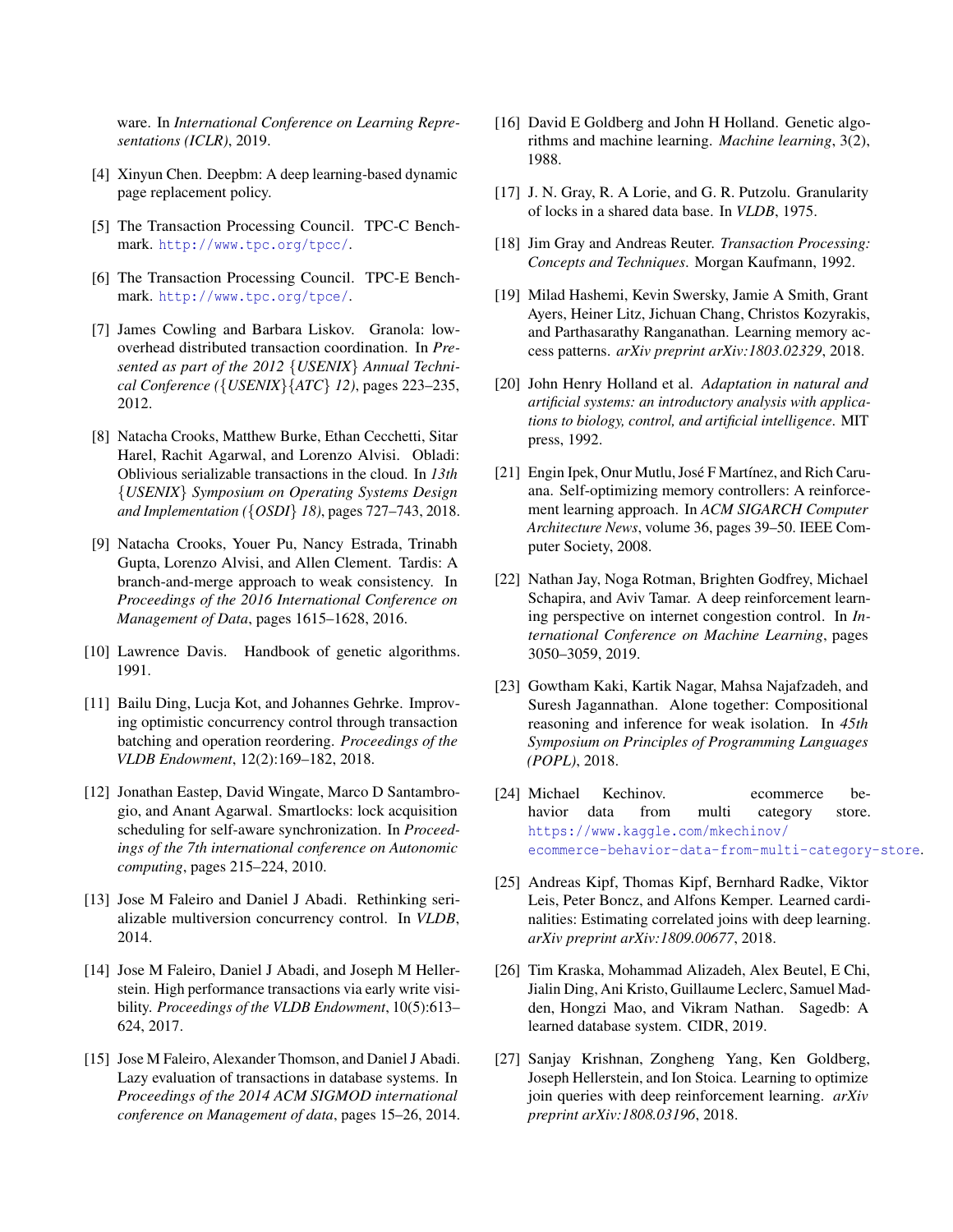ware. In *International Conference on Learning Representations (ICLR)*, 2019.

[4] Xinyun Chen. Deepbm: A deep learning-based dynamic page replacement policy.

[5] The Transaction Processing Council. TPC-C Benchmark. http://www.tpc.org/tpcc/.

[6] The Transaction Processing Council. TPC-E Benchmark. http://www.tpc.org/tpce/.

[7] James Cowling and Barbara Liskov. Granola: low-overhead distributed transaction coordination. In *Presented as part of the 2012 {USENIX} Annual Technical Conference ({USENIX}{ATC} 12)*, pages 223–235, 2012.

[8] Natacha Crooks, Matthew Burke, Ethan Cecchetti, Sitar Harel, Rachit Agarwal, and Lorenzo Alvisi. Obladi: Oblivious serializable transactions in the cloud. In *13th {USENIX} Symposium on Operating Systems Design and Implementation ({OSDI} 18)*, pages 727–743, 2018.

[9] Natacha Crooks, Youer Pu, Nancy Estrada, Trinabh Gupta, Lorenzo Alvisi, and Allen Clement. Tardis: A branch-and-merge approach to weak consistency. In *Proceedings of the 2016 International Conference on Management of Data*, pages 1615–1628, 2016.

[10] Lawrence Davis. Handbook of genetic algorithms. 1991.

[11] Bailu Ding, Lucja Kot, and Johannes Gehrke. Improving optimistic concurrency control through transaction batching and operation reordering. *Proceedings of the VLDB Endowment*, 12(2):169–182, 2018.

[12] Jonathan Eastep, David Wingate, Marco D Santambrogio, and Anant Agarwal. Smartlocks: lock acquisition scheduling for self-aware synchronization. In *Proceedings of the 7th international conference on Autonomic computing*, pages 215–224, 2010.

[13] Jose M Faleiro and Daniel J Abadi. Rethinking serializable multiversion concurrency control. In *VLDB*, 2014.

[14] Jose M Faleiro, Daniel J Abadi, and Joseph M Hellerstein. High performance transactions via early write visibility. *Proceedings of the VLDB Endowment*, 10(5):613–624, 2017.

[15] Jose M Faleiro, Alexander Thomson, and Daniel J Abadi. Lazy evaluation of transactions in database systems. In *Proceedings of the 2014 ACM SIGMOD international conference on Management of data*, pages 15–26, 2014.

[16] David E Goldberg and John H Holland. Genetic algorithms and machine learning. *Machine learning*, 3(2), 1988.

[17] J. N. Gray, R. A Lorie, and G. R. Putzolu. Granularity of locks in a shared data base. In *VLDB*, 1975.

[18] Jim Gray and Andreas Reuter. *Transaction Processing: Concepts and Techniques*. Morgan Kaufmann, 1992.

[19] Milad Hashemi, Kevin Swersky, Jamie A Smith, Grant Ayers, Heiner Litz, Jichuan Chang, Christos Kozyrakis, and Parthasarathy Ranganathan. Learning memory access patterns. *arXiv preprint arXiv:1803.02329*, 2018.

[20] John Henry Holland et al. *Adaptation in natural and artificial systems: an introductory analysis with applications to biology, control, and artificial intelligence*. MIT press, 1992.

[21] Engin Ipek, Onur Mutlu, José F Martínez, and Rich Caruana. Self-optimizing memory controllers: A reinforcement learning approach. In *ACM SIGARCH Computer Architecture News*, volume 36, pages 39–50. IEEE Computer Society, 2008.

[22] Nathan Jay, Noga Rotman, Brighten Godfrey, Michael Schapira, and Aviv Tamar. A deep reinforcement learning perspective on internet congestion control. In *International Conference on Machine Learning*, pages 3050–3059, 2019.

[23] Gowtham Kaki, Kartik Nagar, Mahsa Najafzadeh, and Suresh Jagannathan. Alone together: Compositional reasoning and inference for weak isolation. In *45th Symposium on Principles of Programming Languages (POPL)*, 2018.

[24] Michael Kechinov. ecommerce behavior data from multi category store. https://www.kaggle.com/mkechinov/ecommerce-behavior-data-from-multi-category-store.

[25] Andreas Kipf, Thomas Kipf, Bernhard Radke, Viktor Leis, Peter Boncz, and Alfons Kemper. Learned cardinalities: Estimating correlated joins with deep learning. *arXiv preprint arXiv:1809.00677*, 2018.

[26] Tim Kraska, Mohammad Alizadeh, Alex Beutel, E Chi, Jialin Ding, Ani Kristo, Guillaume Leclerc, Samuel Madden, Hongzi Mao, and Vikram Nathan. Sagedb: A learned database system. CIDR, 2019.

[27] Sanjay Krishnan, Zongheng Yang, Ken Goldberg, Joseph Hellerstein, and Ion Stoica. Learning to optimize join queries with deep reinforcement learning. *arXiv preprint arXiv:1808.03196*, 2018.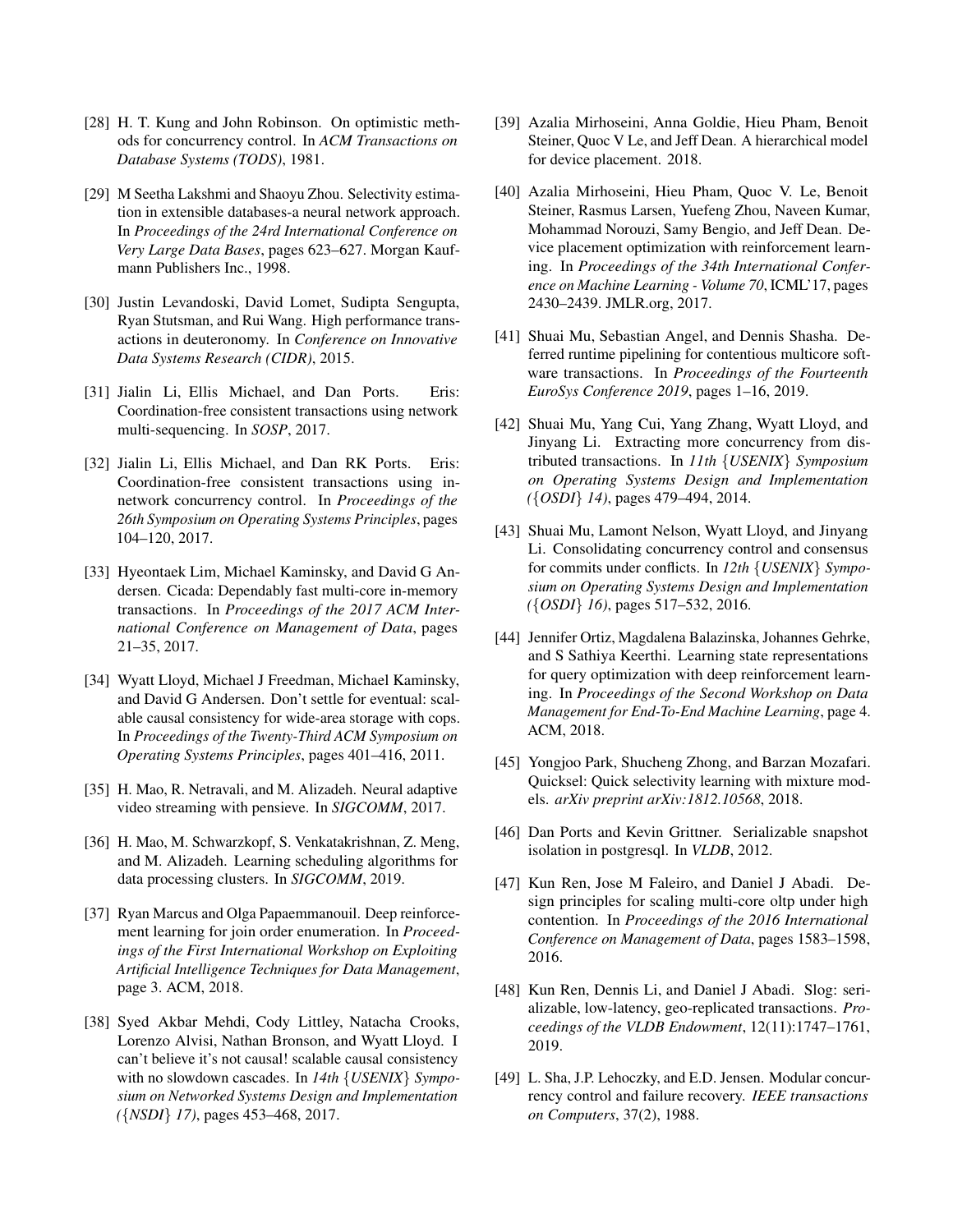[28] H. T. Kung and John Robinson. On optimistic methods for concurrency control. In *ACM Transactions on Database Systems (TODS)*, 1981.

[29] M Seetha Lakshmi and Shaoyu Zhou. Selectivity estimation in extensible databases-a neural network approach. In *Proceedings of the 24rd International Conference on Very Large Data Bases*, pages 623–627. Morgan Kaufmann Publishers Inc., 1998.

[30] Justin Levandoski, David Lomet, Sudipta Sengupta, Ryan Stutsman, and Rui Wang. High performance transactions in deuteronomy. In *Conference on Innovative Data Systems Research (CIDR)*, 2015.

[31] Jialin Li, Ellis Michael, and Dan Ports. Eris: Coordination-free consistent transactions using network multi-sequencing. In *SOSP*, 2017.

[32] Jialin Li, Ellis Michael, and Dan RK Ports. Eris: Coordination-free consistent transactions using in-network concurrency control. In *Proceedings of the 26th Symposium on Operating Systems Principles*, pages 104–120, 2017.

[33] Hyeontaek Lim, Michael Kaminsky, and David G Andersen. Cicada: Dependably fast multi-core in-memory transactions. In *Proceedings of the 2017 ACM International Conference on Management of Data*, pages 21–35, 2017.

[34] Wyatt Lloyd, Michael J Freedman, Michael Kaminsky, and David G Andersen. Don't settle for eventual: scalable causal consistency for wide-area storage with cops. In *Proceedings of the Twenty-Third ACM Symposium on Operating Systems Principles*, pages 401–416, 2011.

[35] H. Mao, R. Netravali, and M. Alizadeh. Neural adaptive video streaming with pensieve. In *SIGCOMM*, 2017.

[36] H. Mao, M. Schwarzkopf, S. Venkatakrishnan, Z. Meng, and M. Alizadeh. Learning scheduling algorithms for data processing clusters. In *SIGCOMM*, 2019.

[37] Ryan Marcus and Olga Papaemmanouil. Deep reinforcement learning for join order enumeration. In *Proceedings of the First International Workshop on Exploiting Artificial Intelligence Techniques for Data Management*, page 3. ACM, 2018.

[38] Syed Akbar Mehdi, Cody Littley, Natacha Crooks, Lorenzo Alvisi, Nathan Bronson, and Wyatt Lloyd. I can't believe it's not causal! scalable causal consistency with no slowdown cascades. In *14th {USENIX} Symposium on Networked Systems Design and Implementation ({NSDI} 17)*, pages 453–468, 2017.

[39] Azalia Mirhoseini, Anna Goldie, Hieu Pham, Benoit Steiner, Quoc V Le, and Jeff Dean. A hierarchical model for device placement. 2018.

[40] Azalia Mirhoseini, Hieu Pham, Quoc V. Le, Benoit Steiner, Rasmus Larsen, Yuefeng Zhou, Naveen Kumar, Mohammad Norouzi, Samy Bengio, and Jeff Dean. Device placement optimization with reinforcement learning. In *Proceedings of the 34th International Conference on Machine Learning - Volume 70*, ICML'17, pages 2430–2439. JMLR.org, 2017.

[41] Shuai Mu, Sebastian Angel, and Dennis Shasha. Deferred runtime pipelining for contentious multicore software transactions. In *Proceedings of the Fourteenth EuroSys Conference 2019*, pages 1–16, 2019.

[42] Shuai Mu, Yang Cui, Yang Zhang, Wyatt Lloyd, and Jinyang Li. Extracting more concurrency from distributed transactions. In *11th {USENIX} Symposium on Operating Systems Design and Implementation ({OSDI} 14)*, pages 479–494, 2014.

[43] Shuai Mu, Lamont Nelson, Wyatt Lloyd, and Jinyang Li. Consolidating concurrency control and consensus for commits under conflicts. In *12th {USENIX} Symposium on Operating Systems Design and Implementation ({OSDI} 16)*, pages 517–532, 2016.

[44] Jennifer Ortiz, Magdalena Balazinska, Johannes Gehrke, and S Sathiya Keerthi. Learning state representations for query optimization with deep reinforcement learning. In *Proceedings of the Second Workshop on Data Management for End-To-End Machine Learning*, page 4. ACM, 2018.

[45] Yongjoo Park, Shucheng Zhong, and Barzan Mozafari. Quicksel: Quick selectivity learning with mixture models. *arXiv preprint arXiv:1812.10568*, 2018.

[46] Dan Ports and Kevin Grittner. Serializable snapshot isolation in postgresql. In *VLDB*, 2012.

[47] Kun Ren, Jose M Faleiro, and Daniel J Abadi. Design principles for scaling multi-core oltp under high contention. In *Proceedings of the 2016 International Conference on Management of Data*, pages 1583–1598, 2016.

[48] Kun Ren, Dennis Li, and Daniel J Abadi. Slog: serializable, low-latency, geo-replicated transactions. *Proceedings of the VLDB Endowment*, 12(11):1747–1761, 2019.

[49] L. Sha, J.P. Lehoczky, and E.D. Jensen. Modular concurrency control and failure recovery. *IEEE transactions on Computers*, 37(2), 1988.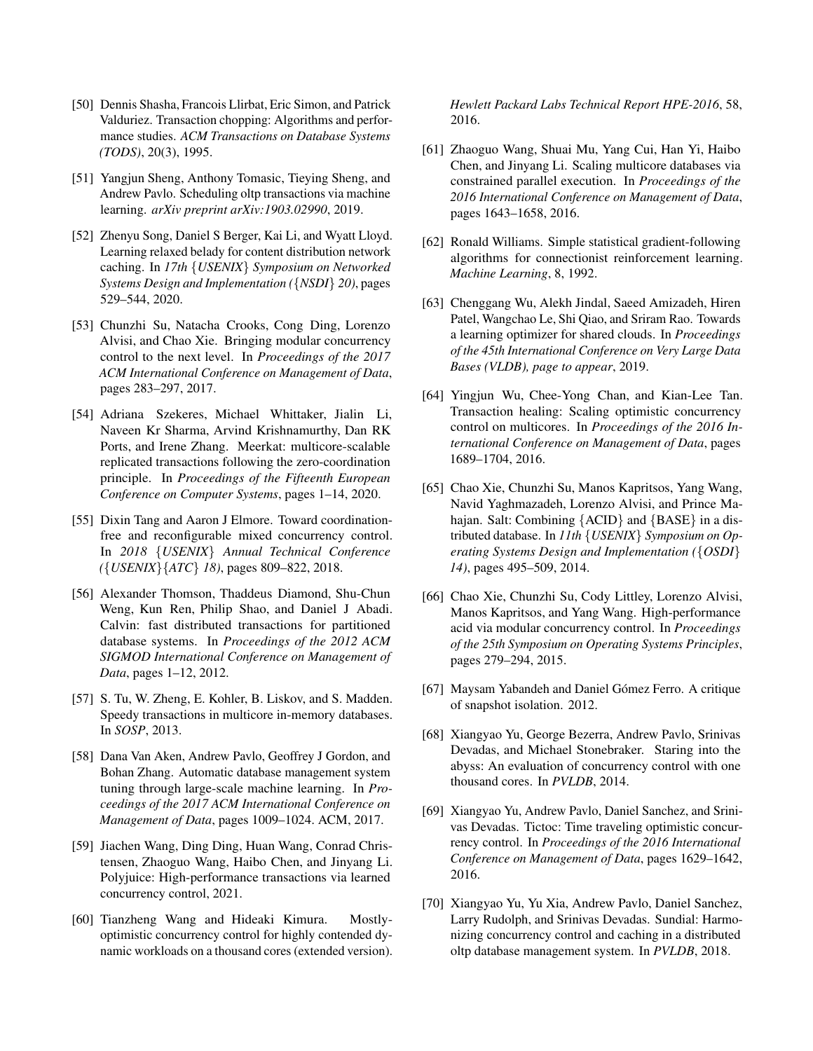[50] Dennis Shasha, Francois Llirbat, Eric Simon, and Patrick Valduriez. Transaction chopping: Algorithms and performance studies. *ACM Transactions on Database Systems (TODS)*, 20(3), 1995.

[51] Yangjun Sheng, Anthony Tomasic, Tieying Sheng, and Andrew Pavlo. Scheduling oltp transactions via machine learning. *arXiv preprint arXiv:1903.02990*, 2019.

[52] Zhenyu Song, Daniel S Berger, Kai Li, and Wyatt Lloyd. Learning relaxed belady for content distribution network caching. In *17th {USENIX} Symposium on Networked Systems Design and Implementation ({NSDI} 20)*, pages 529–544, 2020.

[53] Chunzhi Su, Natacha Crooks, Cong Ding, Lorenzo Alvisi, and Chao Xie. Bringing modular concurrency control to the next level. In *Proceedings of the 2017 ACM International Conference on Management of Data*, pages 283–297, 2017.

[54] Adriana Szekeres, Michael Whittaker, Jialin Li, Naveen Kr Sharma, Arvind Krishnamurthy, Dan RK Ports, and Irene Zhang. Meerkat: multicore-scalable replicated transactions following the zero-coordination principle. In *Proceedings of the Fifteenth European Conference on Computer Systems*, pages 1–14, 2020.

[55] Dixin Tang and Aaron J Elmore. Toward coordination-free and reconfigurable mixed concurrency control. In *2018 {USENIX} Annual Technical Conference ({USENIX}{ATC} 18)*, pages 809–822, 2018.

[56] Alexander Thomson, Thaddeus Diamond, Shu-Chun Weng, Kun Ren, Philip Shao, and Daniel J Abadi. Calvin: fast distributed transactions for partitioned database systems. In *Proceedings of the 2012 ACM SIGMOD International Conference on Management of Data*, pages 1–12, 2012.

[57] S. Tu, W. Zheng, E. Kohler, B. Liskov, and S. Madden. Speedy transactions in multicore in-memory databases. In *SOSP*, 2013.

[58] Dana Van Aken, Andrew Pavlo, Geoffrey J Gordon, and Bohan Zhang. Automatic database management system tuning through large-scale machine learning. In *Proceedings of the 2017 ACM International Conference on Management of Data*, pages 1009–1024. ACM, 2017.

[59] Jiachen Wang, Ding Ding, Huan Wang, Conrad Christensen, Zhaoguo Wang, Haibo Chen, and Jinyang Li. Polyjuice: High-performance transactions via learned concurrency control, 2021.

[60] Tianzheng Wang and Hideaki Kimura. Mostly-optimistic concurrency control for highly contended dynamic workloads on a thousand cores (extended version). *Hewlett Packard Labs Technical Report HPE-2016*, 58, 2016.

[61] Zhaoguo Wang, Shuai Mu, Yang Cui, Han Yi, Haibo Chen, and Jinyang Li. Scaling multicore databases via constrained parallel execution. In *Proceedings of the 2016 International Conference on Management of Data*, pages 1643–1658, 2016.

[62] Ronald Williams. Simple statistical gradient-following algorithms for connectionist reinforcement learning. *Machine Learning*, 8, 1992.

[63] Chenggang Wu, Alekh Jindal, Saeed Amizadeh, Hiren Patel, Wangchao Le, Shi Qiao, and Sriram Rao. Towards a learning optimizer for shared clouds. In *Proceedings of the 45th International Conference on Very Large Data Bases (VLDB), page to appear*, 2019.

[64] Yingjun Wu, Chee-Yong Chan, and Kian-Lee Tan. Transaction healing: Scaling optimistic concurrency control on multicores. In *Proceedings of the 2016 International Conference on Management of Data*, pages 1689–1704, 2016.

[65] Chao Xie, Chunzhi Su, Manos Kapritsos, Yang Wang, Navid Yaghmazadeh, Lorenzo Alvisi, and Prince Mahajan. Salt: Combining {ACID} and {BASE} in a distributed database. In *11th {USENIX} Symposium on Operating Systems Design and Implementation ({OSDI} 14)*, pages 495–509, 2014.

[66] Chao Xie, Chunzhi Su, Cody Littley, Lorenzo Alvisi, Manos Kapritsos, and Yang Wang. High-performance acid via modular concurrency control. In *Proceedings of the 25th Symposium on Operating Systems Principles*, pages 279–294, 2015.

[67] Maysam Yabandeh and Daniel Gómez Ferro. A critique of snapshot isolation. 2012.

[68] Xiangyao Yu, George Bezerra, Andrew Pavlo, Srinivas Devadas, and Michael Stonebraker. Staring into the abyss: An evaluation of concurrency control with one thousand cores. In *PVLDB*, 2014.

[69] Xiangyao Yu, Andrew Pavlo, Daniel Sanchez, and Srinivas Devadas. Tictoc: Time traveling optimistic concurrency control. In *Proceedings of the 2016 International Conference on Management of Data*, pages 1629–1642, 2016.

[70] Xiangyao Yu, Yu Xia, Andrew Pavlo, Daniel Sanchez, Larry Rudolph, and Srinivas Devadas. Sundial: Harmonizing concurrency control and caching in a distributed oltp database management system. In *PVLDB*, 2018.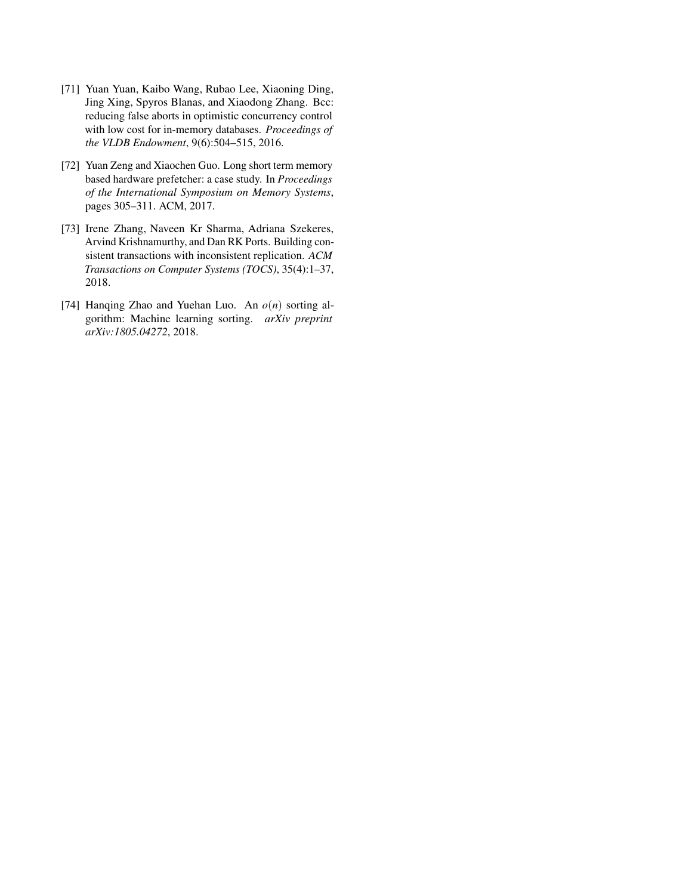[71] Yuan Yuan, Kaibo Wang, Rubao Lee, Xiaoning Ding, Jing Xing, Spyros Blanas, and Xiaodong Zhang. Bcc: reducing false aborts in optimistic concurrency control with low cost for in-memory databases. *Proceedings of the VLDB Endowment*, 9(6):504–515, 2016.

[72] Yuan Zeng and Xiaochen Guo. Long short term memory based hardware prefetcher: a case study. In *Proceedings of the International Symposium on Memory Systems*, pages 305–311. ACM, 2017.

[73] Irene Zhang, Naveen Kr Sharma, Adriana Szekeres, Arvind Krishnamurthy, and Dan RK Ports. Building consistent transactions with inconsistent replication. *ACM Transactions on Computer Systems (TOCS)*, 35(4):1–37, 2018.

[74] Hanqing Zhao and Yuehan Luo. An $o(n)$ sorting algorithm: Machine learning sorting. *arXiv preprint arXiv:1805.04272*, 2018.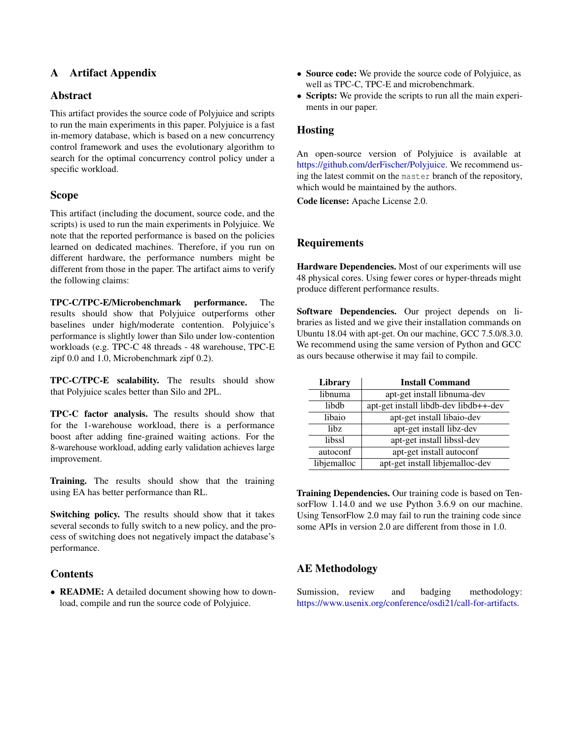# A Artifact Appendix

## Abstract

This artifact provides the source code of Polyjuice and scripts to run the main experiments in this paper. Polyjuice is a fast in-memory database, which is based on a new concurrency control framework and uses the evolutionary algorithm to search for the optimal concurrency control policy under a specific workload.

## Scope

This artifact (including the document, source code, and the scripts) is used to run the main experiments in Polyjuice. We note that the reported performance is based on the policies learned on dedicated machines. Therefore, if you run on different hardware, the performance numbers might be different from those in the paper. The artifact aims to verify the following claims:

**TPC-C/TPC-E/Microbenchmark performance.** The results should show that Polyjuice outperforms other baselines under high/moderate contention. Polyjuice's performance is slightly lower than Silo under low-contention workloads (e.g. TPC-C 48 threads - 48 warehouse, TPC-E zipf 0.0 and 1.0, Microbenchmark zipf 0.2).

**TPC-C/TPC-E scalability.** The results should show that Polyjuice scales better than Silo and 2PL.

**TPC-C factor analysis.** The results should show that for the 1-warehouse workload, there is a performance boost after adding fine-grained waiting actions. For the 8-warehouse workload, adding early validation achieves large improvement.

**Training.** The results should show that the training using EA has better performance than RL.

**Switching policy.** The results should show that it takes several seconds to fully switch to a new policy, and the process of switching does not negatively impact the database's performance.

## Contents

- **README:** A detailed document showing how to download, compile and run the source code of Polyjuice.
- **Source code:** We provide the source code of Polyjuice, as well as TPC-C, TPC-E and microbenchmark.
- **Scripts:** We provide the scripts to run all the main experiments in our paper.

## Hosting

An open-source version of Polyjuice is available at https://github.com/derFischer/Polyjuice. We recommend using the latest commit on the `master` branch of the repository, which would be maintained by the authors.

**Code license:** Apache License 2.0.

## Requirements

**Hardware Dependencies.** Most of our experiments will use 48 physical cores. Using fewer cores or hyper-threads might produce different performance results.

**Software Dependencies.** Our project depends on libraries as listed and we give their installation commands on Ubuntu 18.04 with apt-get. On our machine, GCC 7.5.0/8.3.0. We recommend using the same version of Python and GCC as ours because otherwise it may fail to compile.

| Library | Install Command |
|---|---|
| libnuma | apt-get install libnuma-dev |
| libdb | apt-get install libdb-dev libdb++-dev |
| libaio | apt-get install libaio-dev |
| libz | apt-get install libz-dev |
| libssl | apt-get install libssl-dev |
| autoconf | apt-get install autoconf |
| libjemalloc | apt-get install libjemalloc-dev |

**Training Dependencies.** Our training code is based on TensorFlow 1.14.0 and we use Python 3.6.9 on our machine. Using TensorFlow 2.0 may fail to run the training code since some APIs in version 2.0 are different from those in 1.0.

## AE Methodology

Sumission, review and badging methodology: https://www.usenix.org/conference/osdi21/call-for-artifacts.